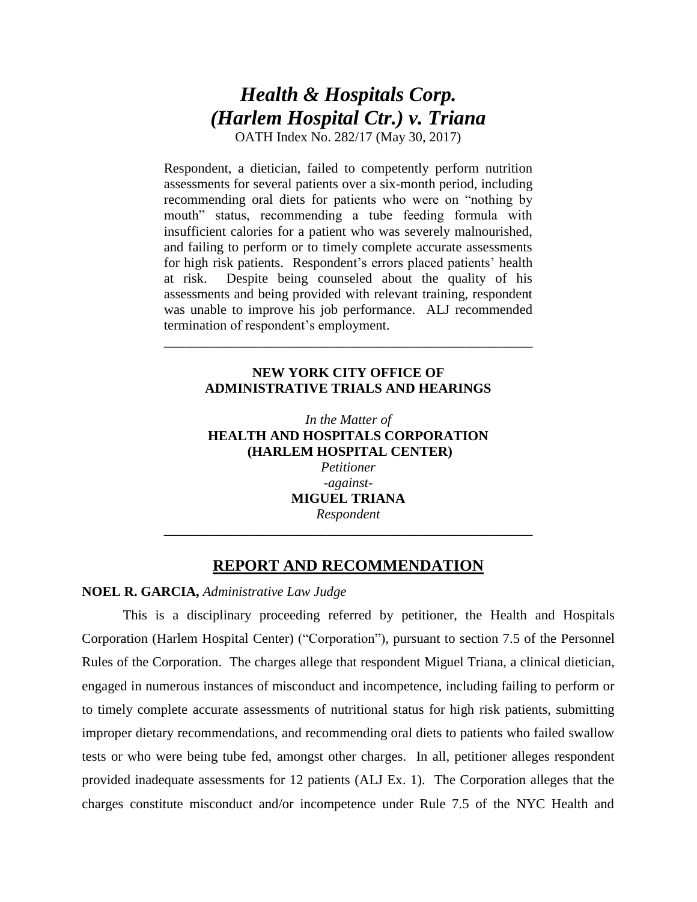# *Health & Hospitals Corp. (Harlem Hospital Ctr.) v. Triana*

OATH Index No. 282/17 (May 30, 2017)

Respondent, a dietician, failed to competently perform nutrition assessments for several patients over a six-month period, including recommending oral diets for patients who were on "nothing by mouth" status, recommending a tube feeding formula with insufficient calories for a patient who was severely malnourished, and failing to perform or to timely complete accurate assessments for high risk patients. Respondent's errors placed patients' health at risk. Despite being counseled about the quality of his assessments and being provided with relevant training, respondent was unable to improve his job performance. ALJ recommended termination of respondent's employment.

---

**NEW YORK CITY OFFICE OF ADMINISTRATIVE TRIALS AND HEARINGS**

*In the Matter of*
**HEALTH AND HOSPITALS CORPORATION (HARLEM HOSPITAL CENTER)**
*Petitioner*
*-against-*
**MIGUEL TRIANA**
*Respondent*

---

## REPORT AND RECOMMENDATION

**NOEL R. GARCIA,** *Administrative Law Judge*

This is a disciplinary proceeding referred by petitioner, the Health and Hospitals Corporation (Harlem Hospital Center) ("Corporation"), pursuant to section 7.5 of the Personnel Rules of the Corporation. The charges allege that respondent Miguel Triana, a clinical dietician, engaged in numerous instances of misconduct and incompetence, including failing to perform or to timely complete accurate assessments of nutritional status for high risk patients, submitting improper dietary recommendations, and recommending oral diets to patients who failed swallow tests or who were being tube fed, amongst other charges. In all, petitioner alleges respondent provided inadequate assessments for 12 patients (ALJ Ex. 1). The Corporation alleges that the charges constitute misconduct and/or incompetence under Rule 7.5 of the NYC Health and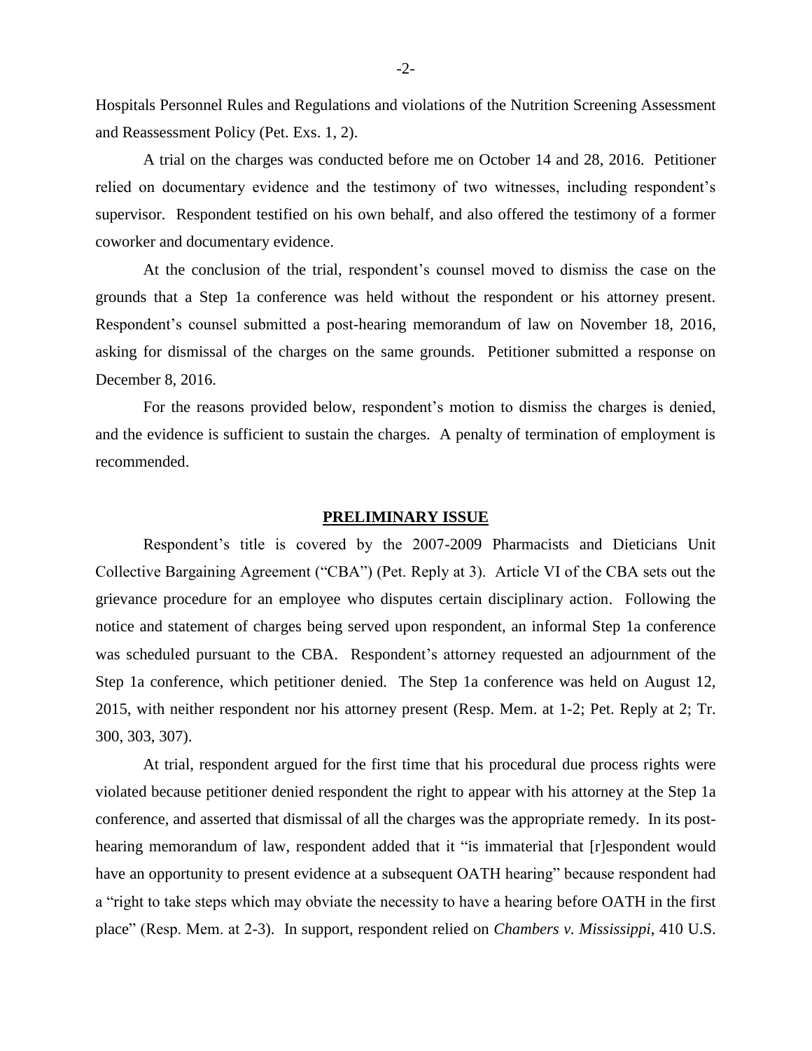Hospitals Personnel Rules and Regulations and violations of the Nutrition Screening Assessment and Reassessment Policy (Pet. Exs. 1, 2).

A trial on the charges was conducted before me on October 14 and 28, 2016. Petitioner relied on documentary evidence and the testimony of two witnesses, including respondent's supervisor. Respondent testified on his own behalf, and also offered the testimony of a former coworker and documentary evidence.

At the conclusion of the trial, respondent's counsel moved to dismiss the case on the grounds that a Step 1a conference was held without the respondent or his attorney present. Respondent's counsel submitted a post-hearing memorandum of law on November 18, 2016, asking for dismissal of the charges on the same grounds. Petitioner submitted a response on December 8, 2016.

For the reasons provided below, respondent's motion to dismiss the charges is denied, and the evidence is sufficient to sustain the charges. A penalty of termination of employment is recommended.

## PRELIMINARY ISSUE

Respondent's title is covered by the 2007-2009 Pharmacists and Dieticians Unit Collective Bargaining Agreement ("CBA") (Pet. Reply at 3). Article VI of the CBA sets out the grievance procedure for an employee who disputes certain disciplinary action. Following the notice and statement of charges being served upon respondent, an informal Step 1a conference was scheduled pursuant to the CBA. Respondent's attorney requested an adjournment of the Step 1a conference, which petitioner denied. The Step 1a conference was held on August 12, 2015, with neither respondent nor his attorney present (Resp. Mem. at 1-2; Pet. Reply at 2; Tr. 300, 303, 307).

At trial, respondent argued for the first time that his procedural due process rights were violated because petitioner denied respondent the right to appear with his attorney at the Step 1a conference, and asserted that dismissal of all the charges was the appropriate remedy. In its post-hearing memorandum of law, respondent added that it "is immaterial that [r]espondent would have an opportunity to present evidence at a subsequent OATH hearing" because respondent had a "right to take steps which may obviate the necessity to have a hearing before OATH in the first place" (Resp. Mem. at 2-3). In support, respondent relied on *Chambers v. Mississippi*, 410 U.S.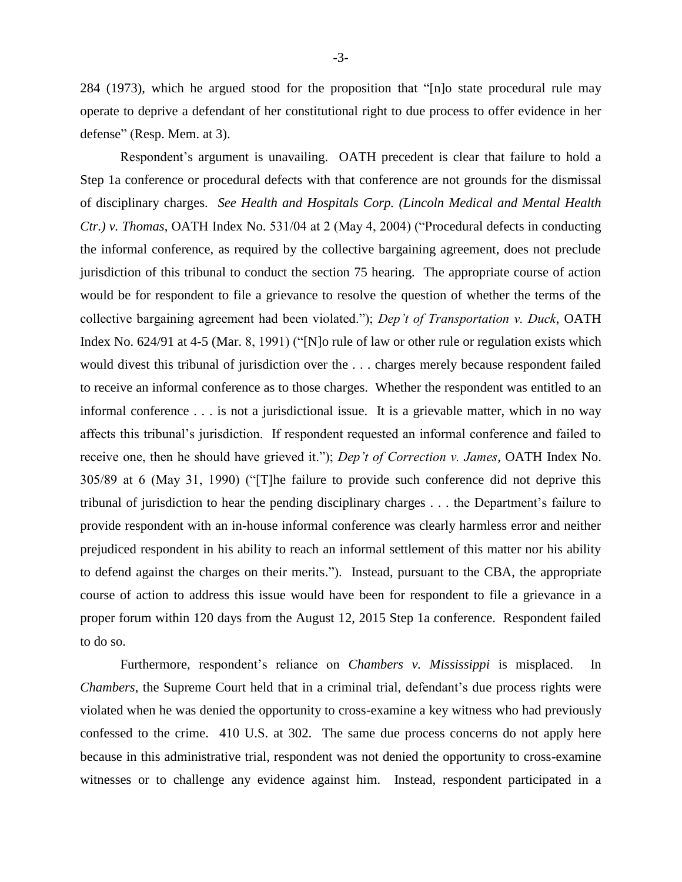284 (1973), which he argued stood for the proposition that "[n]o state procedural rule may operate to deprive a defendant of her constitutional right to due process to offer evidence in her defense" (Resp. Mem. at 3).

Respondent's argument is unavailing. OATH precedent is clear that failure to hold a Step 1a conference or procedural defects with that conference are not grounds for the dismissal of disciplinary charges. *See Health and Hospitals Corp. (Lincoln Medical and Mental Health Ctr.) v. Thomas*, OATH Index No. 531/04 at 2 (May 4, 2004) ("Procedural defects in conducting the informal conference, as required by the collective bargaining agreement, does not preclude jurisdiction of this tribunal to conduct the section 75 hearing. The appropriate course of action would be for respondent to file a grievance to resolve the question of whether the terms of the collective bargaining agreement had been violated."); *Dep't of Transportation v. Duck*, OATH Index No. 624/91 at 4-5 (Mar. 8, 1991) ("[N]o rule of law or other rule or regulation exists which would divest this tribunal of jurisdiction over the . . . charges merely because respondent failed to receive an informal conference as to those charges. Whether the respondent was entitled to an informal conference . . . is not a jurisdictional issue. It is a grievable matter, which in no way affects this tribunal's jurisdiction. If respondent requested an informal conference and failed to receive one, then he should have grieved it."); *Dep't of Correction v. James*, OATH Index No. 305/89 at 6 (May 31, 1990) ("[T]he failure to provide such conference did not deprive this tribunal of jurisdiction to hear the pending disciplinary charges . . . the Department's failure to provide respondent with an in-house informal conference was clearly harmless error and neither prejudiced respondent in his ability to reach an informal settlement of this matter nor his ability to defend against the charges on their merits."). Instead, pursuant to the CBA, the appropriate course of action to address this issue would have been for respondent to file a grievance in a proper forum within 120 days from the August 12, 2015 Step 1a conference. Respondent failed to do so.

Furthermore, respondent's reliance on *Chambers v. Mississippi* is misplaced. In *Chambers*, the Supreme Court held that in a criminal trial, defendant's due process rights were violated when he was denied the opportunity to cross-examine a key witness who had previously confessed to the crime. 410 U.S. at 302. The same due process concerns do not apply here because in this administrative trial, respondent was not denied the opportunity to cross-examine witnesses or to challenge any evidence against him. Instead, respondent participated in a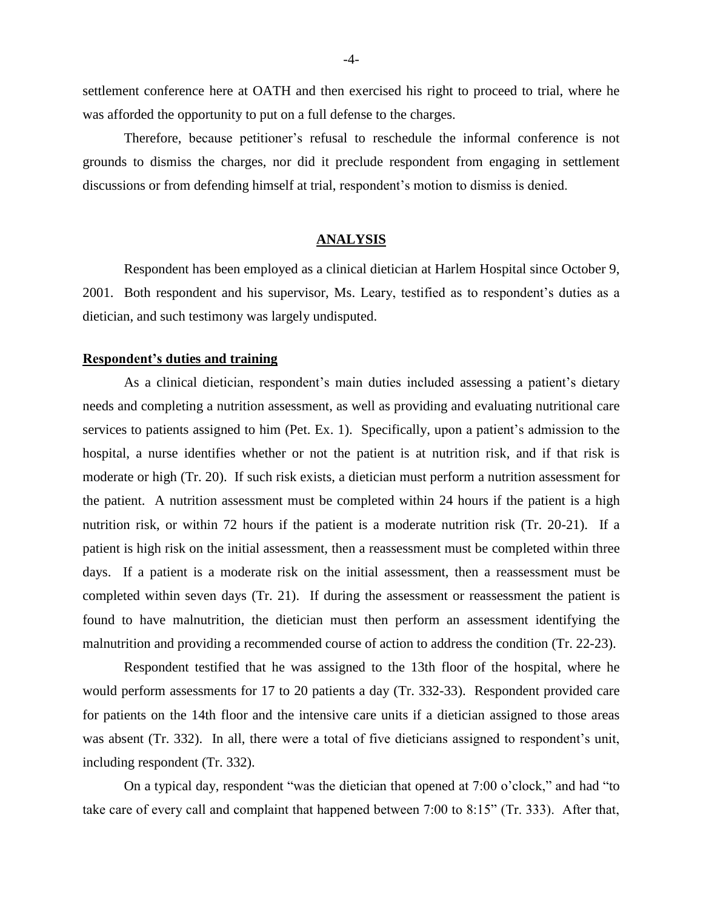settlement conference here at OATH and then exercised his right to proceed to trial, where he was afforded the opportunity to put on a full defense to the charges.

Therefore, because petitioner's refusal to reschedule the informal conference is not grounds to dismiss the charges, nor did it preclude respondent from engaging in settlement discussions or from defending himself at trial, respondent's motion to dismiss is denied.

## ANALYSIS

Respondent has been employed as a clinical dietician at Harlem Hospital since October 9, 2001. Both respondent and his supervisor, Ms. Leary, testified as to respondent's duties as a dietician, and such testimony was largely undisputed.

### Respondent's duties and training

As a clinical dietician, respondent's main duties included assessing a patient's dietary needs and completing a nutrition assessment, as well as providing and evaluating nutritional care services to patients assigned to him (Pet. Ex. 1). Specifically, upon a patient's admission to the hospital, a nurse identifies whether or not the patient is at nutrition risk, and if that risk is moderate or high (Tr. 20). If such risk exists, a dietician must perform a nutrition assessment for the patient. A nutrition assessment must be completed within 24 hours if the patient is a high nutrition risk, or within 72 hours if the patient is a moderate nutrition risk (Tr. 20-21). If a patient is high risk on the initial assessment, then a reassessment must be completed within three days. If a patient is a moderate risk on the initial assessment, then a reassessment must be completed within seven days (Tr. 21). If during the assessment or reassessment the patient is found to have malnutrition, the dietician must then perform an assessment identifying the malnutrition and providing a recommended course of action to address the condition (Tr. 22-23).

Respondent testified that he was assigned to the 13th floor of the hospital, where he would perform assessments for 17 to 20 patients a day (Tr. 332-33). Respondent provided care for patients on the 14th floor and the intensive care units if a dietician assigned to those areas was absent (Tr. 332). In all, there were a total of five dieticians assigned to respondent's unit, including respondent (Tr. 332).

On a typical day, respondent "was the dietician that opened at 7:00 o'clock," and had "to take care of every call and complaint that happened between 7:00 to 8:15" (Tr. 333). After that,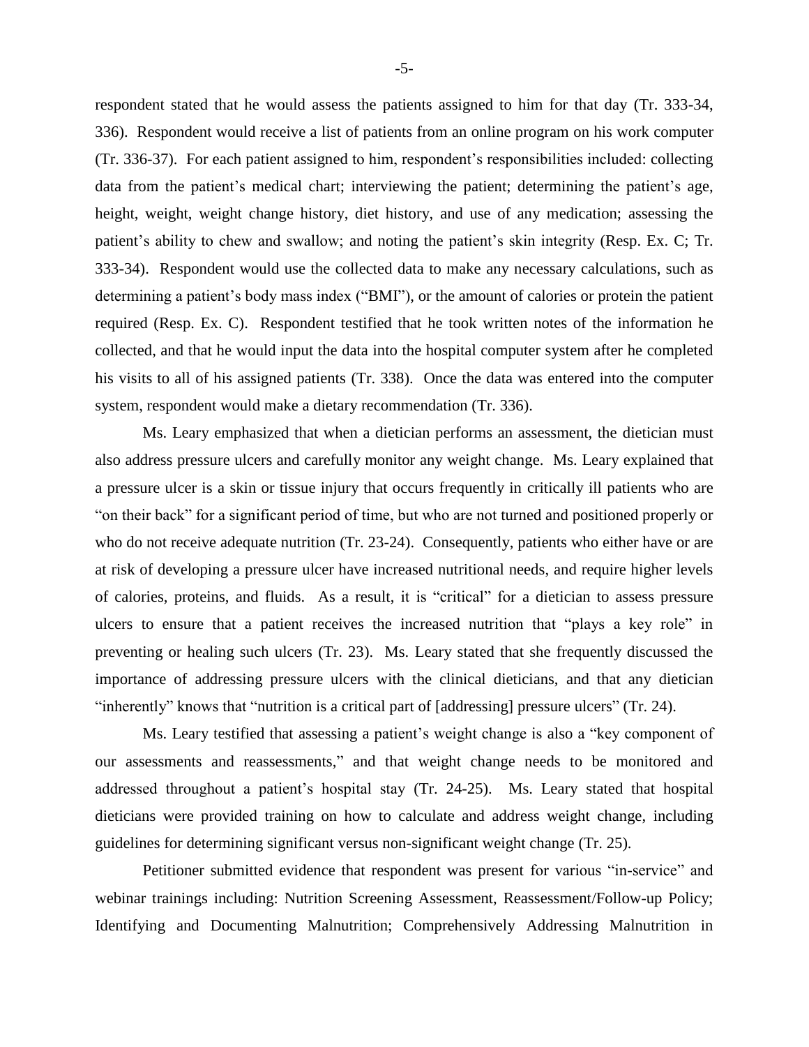respondent stated that he would assess the patients assigned to him for that day (Tr. 333-34, 336). Respondent would receive a list of patients from an online program on his work computer (Tr. 336-37). For each patient assigned to him, respondent's responsibilities included: collecting data from the patient's medical chart; interviewing the patient; determining the patient's age, height, weight, weight change history, diet history, and use of any medication; assessing the patient's ability to chew and swallow; and noting the patient's skin integrity (Resp. Ex. C; Tr. 333-34). Respondent would use the collected data to make any necessary calculations, such as determining a patient's body mass index ("BMI"), or the amount of calories or protein the patient required (Resp. Ex. C). Respondent testified that he took written notes of the information he collected, and that he would input the data into the hospital computer system after he completed his visits to all of his assigned patients (Tr. 338). Once the data was entered into the computer system, respondent would make a dietary recommendation (Tr. 336).

Ms. Leary emphasized that when a dietician performs an assessment, the dietician must also address pressure ulcers and carefully monitor any weight change. Ms. Leary explained that a pressure ulcer is a skin or tissue injury that occurs frequently in critically ill patients who are "on their back" for a significant period of time, but who are not turned and positioned properly or who do not receive adequate nutrition (Tr. 23-24). Consequently, patients who either have or are at risk of developing a pressure ulcer have increased nutritional needs, and require higher levels of calories, proteins, and fluids. As a result, it is "critical" for a dietician to assess pressure ulcers to ensure that a patient receives the increased nutrition that "plays a key role" in preventing or healing such ulcers (Tr. 23). Ms. Leary stated that she frequently discussed the importance of addressing pressure ulcers with the clinical dieticians, and that any dietician "inherently" knows that "nutrition is a critical part of [addressing] pressure ulcers" (Tr. 24).

Ms. Leary testified that assessing a patient's weight change is also a "key component of our assessments and reassessments," and that weight change needs to be monitored and addressed throughout a patient's hospital stay (Tr. 24-25). Ms. Leary stated that hospital dieticians were provided training on how to calculate and address weight change, including guidelines for determining significant versus non-significant weight change (Tr. 25).

Petitioner submitted evidence that respondent was present for various "in-service" and webinar trainings including: Nutrition Screening Assessment, Reassessment/Follow-up Policy; Identifying and Documenting Malnutrition; Comprehensively Addressing Malnutrition in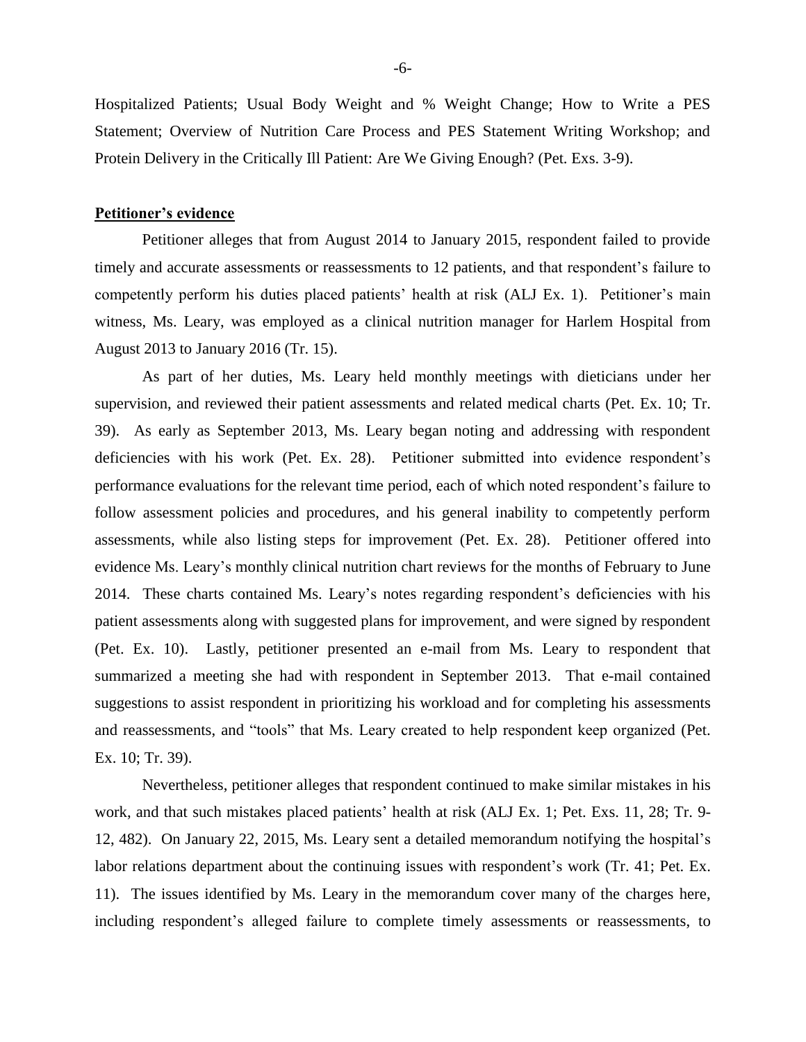Hospitalized Patients; Usual Body Weight and % Weight Change; How to Write a PES Statement; Overview of Nutrition Care Process and PES Statement Writing Workshop; and Protein Delivery in the Critically Ill Patient: Are We Giving Enough? (Pet. Exs. 3-9).

**Petitioner's evidence**

Petitioner alleges that from August 2014 to January 2015, respondent failed to provide timely and accurate assessments or reassessments to 12 patients, and that respondent's failure to competently perform his duties placed patients' health at risk (ALJ Ex. 1). Petitioner's main witness, Ms. Leary, was employed as a clinical nutrition manager for Harlem Hospital from August 2013 to January 2016 (Tr. 15).

As part of her duties, Ms. Leary held monthly meetings with dieticians under her supervision, and reviewed their patient assessments and related medical charts (Pet. Ex. 10; Tr. 39). As early as September 2013, Ms. Leary began noting and addressing with respondent deficiencies with his work (Pet. Ex. 28). Petitioner submitted into evidence respondent's performance evaluations for the relevant time period, each of which noted respondent's failure to follow assessment policies and procedures, and his general inability to competently perform assessments, while also listing steps for improvement (Pet. Ex. 28). Petitioner offered into evidence Ms. Leary's monthly clinical nutrition chart reviews for the months of February to June 2014. These charts contained Ms. Leary's notes regarding respondent's deficiencies with his patient assessments along with suggested plans for improvement, and were signed by respondent (Pet. Ex. 10). Lastly, petitioner presented an e-mail from Ms. Leary to respondent that summarized a meeting she had with respondent in September 2013. That e-mail contained suggestions to assist respondent in prioritizing his workload and for completing his assessments and reassessments, and "tools" that Ms. Leary created to help respondent keep organized (Pet. Ex. 10; Tr. 39).

Nevertheless, petitioner alleges that respondent continued to make similar mistakes in his work, and that such mistakes placed patients' health at risk (ALJ Ex. 1; Pet. Exs. 11, 28; Tr. 9-12, 482). On January 22, 2015, Ms. Leary sent a detailed memorandum notifying the hospital's labor relations department about the continuing issues with respondent's work (Tr. 41; Pet. Ex. 11). The issues identified by Ms. Leary in the memorandum cover many of the charges here, including respondent's alleged failure to complete timely assessments or reassessments, to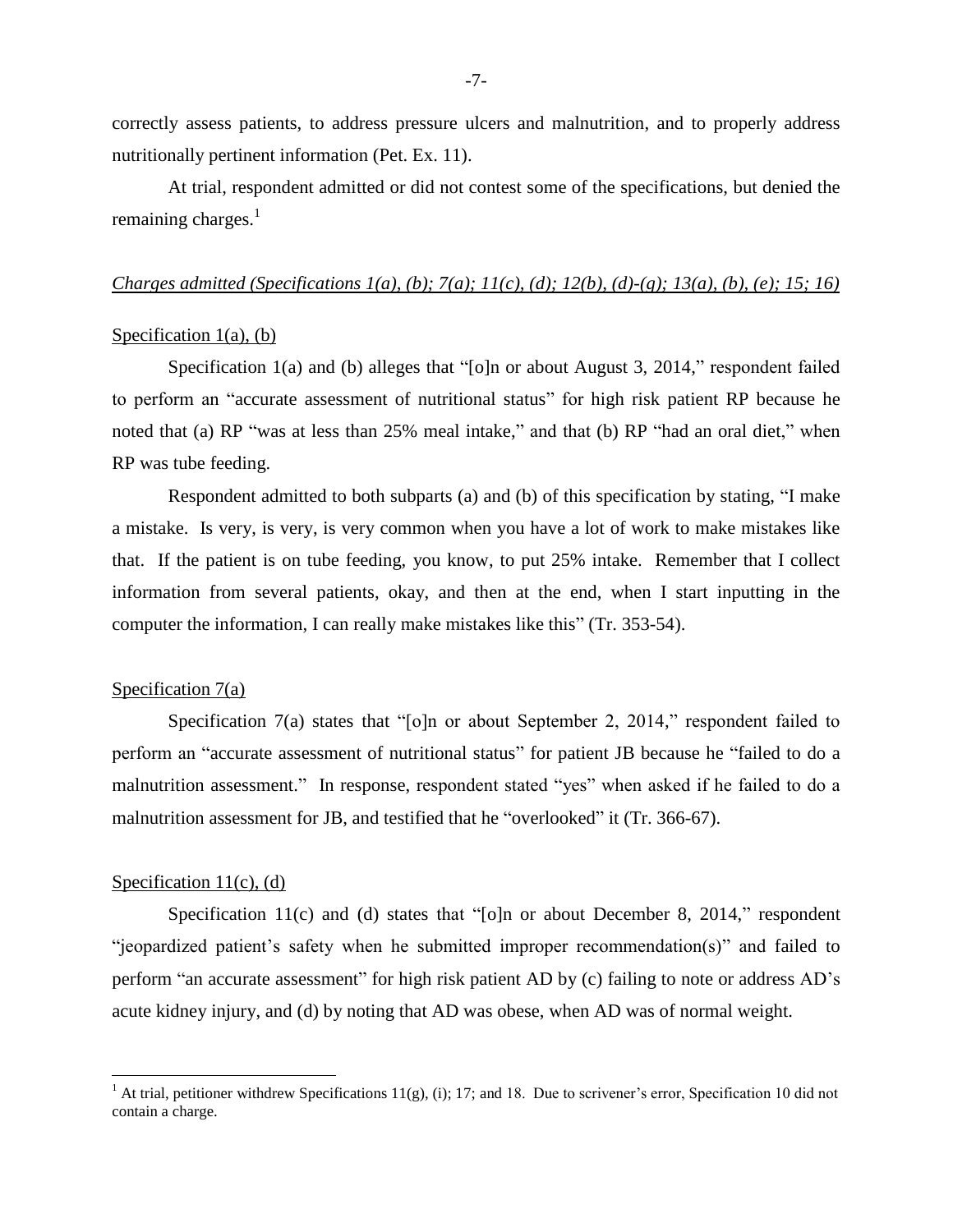correctly assess patients, to address pressure ulcers and malnutrition, and to properly address nutritionally pertinent information (Pet. Ex. 11).

At trial, respondent admitted or did not contest some of the specifications, but denied the remaining charges.[1]

*Charges admitted (Specifications 1(a), (b); 7(a); 11(c), (d); 12(b), (d)-(g); 13(a), (b), (e); 15; 16)*

Specification 1(a), (b)

Specification 1(a) and (b) alleges that "[o]n or about August 3, 2014," respondent failed to perform an "accurate assessment of nutritional status" for high risk patient RP because he noted that (a) RP "was at less than 25% meal intake," and that (b) RP "had an oral diet," when RP was tube feeding.

Respondent admitted to both subparts (a) and (b) of this specification by stating, "I make a mistake. Is very, is very, is very common when you have a lot of work to make mistakes like that. If the patient is on tube feeding, you know, to put 25% intake. Remember that I collect information from several patients, okay, and then at the end, when I start inputting in the computer the information, I can really make mistakes like this" (Tr. 353-54).

Specification 7(a)

Specification 7(a) states that "[o]n or about September 2, 2014," respondent failed to perform an "accurate assessment of nutritional status" for patient JB because he "failed to do a malnutrition assessment." In response, respondent stated "yes" when asked if he failed to do a malnutrition assessment for JB, and testified that he "overlooked" it (Tr. 366-67).

Specification 11(c), (d)

Specification 11(c) and (d) states that "[o]n or about December 8, 2014," respondent "jeopardized patient's safety when he submitted improper recommendation(s)" and failed to perform "an accurate assessment" for high risk patient AD by (c) failing to note or address AD's acute kidney injury, and (d) by noting that AD was obese, when AD was of normal weight.

[1] At trial, petitioner withdrew Specifications 11(g), (i); 17; and 18. Due to scrivener's error, Specification 10 did not contain a charge.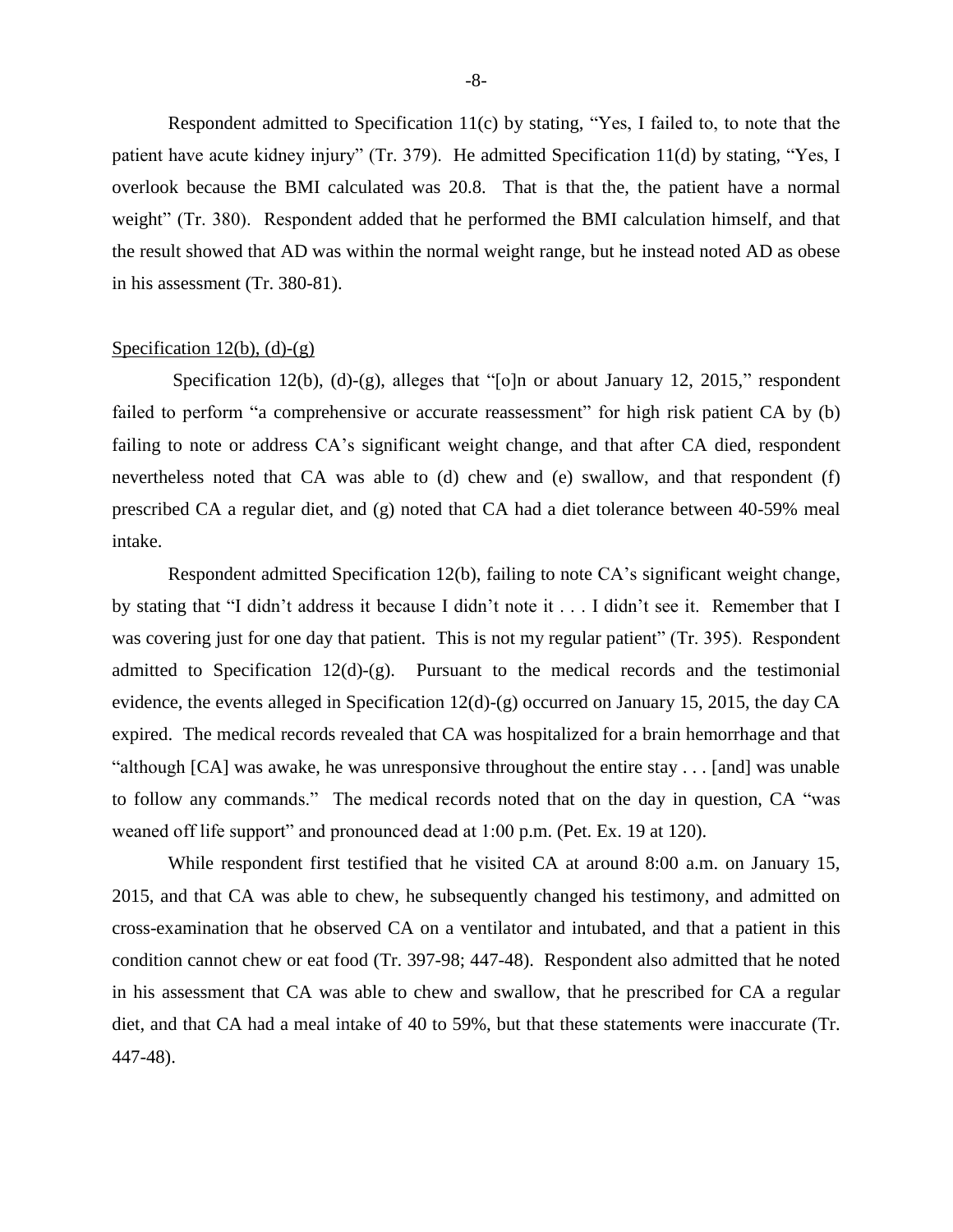Respondent admitted to Specification 11(c) by stating, "Yes, I failed to, to note that the patient have acute kidney injury" (Tr. 379). He admitted Specification 11(d) by stating, "Yes, I overlook because the BMI calculated was 20.8. That is that the, the patient have a normal weight" (Tr. 380). Respondent added that he performed the BMI calculation himself, and that the result showed that AD was within the normal weight range, but he instead noted AD as obese in his assessment (Tr. 380-81).

<u>Specification 12(b), (d)-(g)</u>

Specification 12(b), (d)-(g), alleges that "[o]n or about January 12, 2015," respondent failed to perform "a comprehensive or accurate reassessment" for high risk patient CA by (b) failing to note or address CA's significant weight change, and that after CA died, respondent nevertheless noted that CA was able to (d) chew and (e) swallow, and that respondent (f) prescribed CA a regular diet, and (g) noted that CA had a diet tolerance between 40-59% meal intake.

Respondent admitted Specification 12(b), failing to note CA's significant weight change, by stating that "I didn't address it because I didn't note it . . . I didn't see it. Remember that I was covering just for one day that patient. This is not my regular patient" (Tr. 395). Respondent admitted to Specification 12(d)-(g). Pursuant to the medical records and the testimonial evidence, the events alleged in Specification 12(d)-(g) occurred on January 15, 2015, the day CA expired. The medical records revealed that CA was hospitalized for a brain hemorrhage and that "although [CA] was awake, he was unresponsive throughout the entire stay . . . [and] was unable to follow any commands." The medical records noted that on the day in question, CA "was weaned off life support" and pronounced dead at 1:00 p.m. (Pet. Ex. 19 at 120).

While respondent first testified that he visited CA at around 8:00 a.m. on January 15, 2015, and that CA was able to chew, he subsequently changed his testimony, and admitted on cross-examination that he observed CA on a ventilator and intubated, and that a patient in this condition cannot chew or eat food (Tr. 397-98; 447-48). Respondent also admitted that he noted in his assessment that CA was able to chew and swallow, that he prescribed for CA a regular diet, and that CA had a meal intake of 40 to 59%, but that these statements were inaccurate (Tr. 447-48).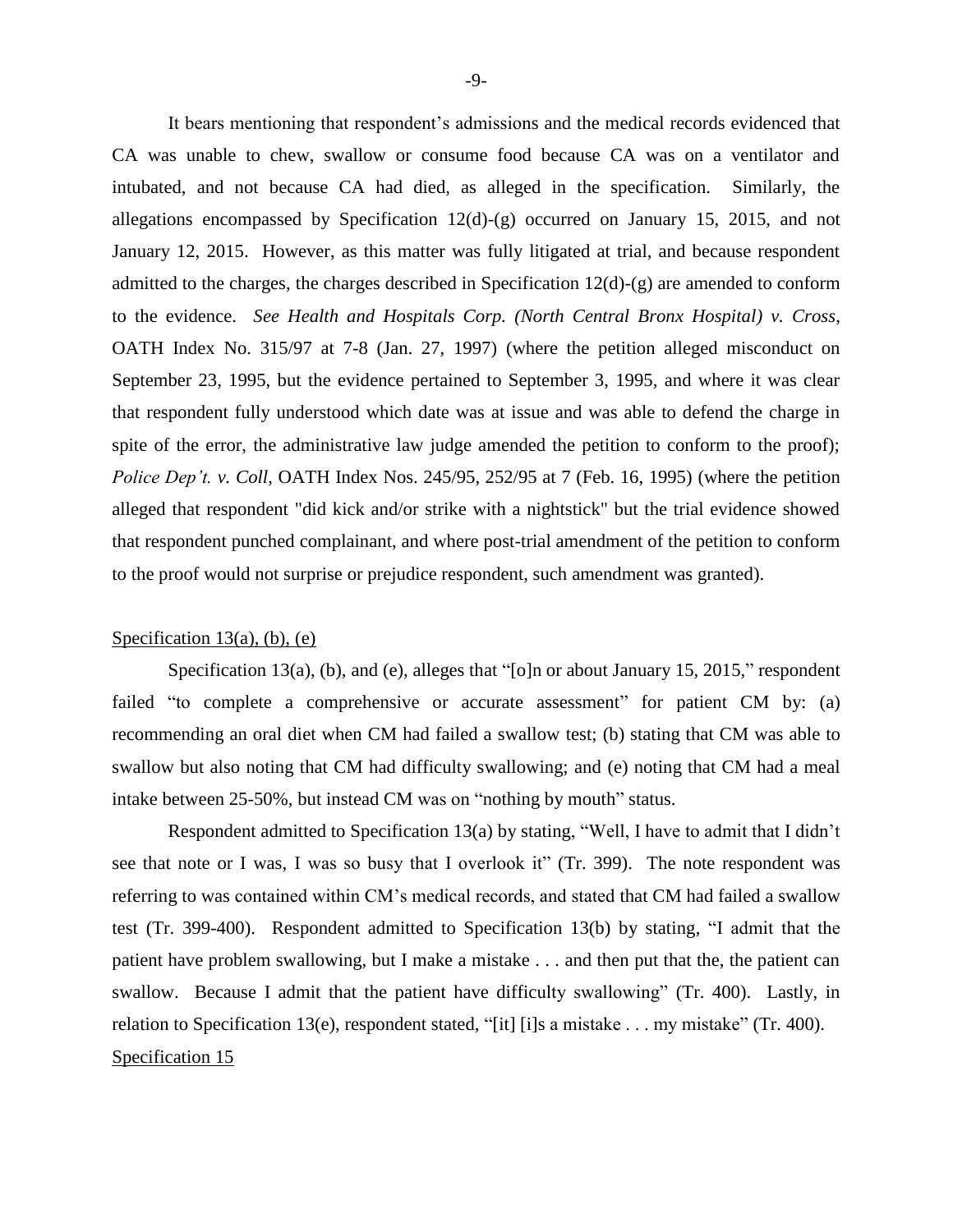It bears mentioning that respondent's admissions and the medical records evidenced that CA was unable to chew, swallow or consume food because CA was on a ventilator and intubated, and not because CA had died, as alleged in the specification. Similarly, the allegations encompassed by Specification 12(d)-(g) occurred on January 15, 2015, and not January 12, 2015. However, as this matter was fully litigated at trial, and because respondent admitted to the charges, the charges described in Specification 12(d)-(g) are amended to conform to the evidence. *See Health and Hospitals Corp. (North Central Bronx Hospital) v. Cross*, OATH Index No. 315/97 at 7-8 (Jan. 27, 1997) (where the petition alleged misconduct on September 23, 1995, but the evidence pertained to September 3, 1995, and where it was clear that respondent fully understood which date was at issue and was able to defend the charge in spite of the error, the administrative law judge amended the petition to conform to the proof); *Police Dep't. v. Coll*, OATH Index Nos. 245/95, 252/95 at 7 (Feb. 16, 1995) (where the petition alleged that respondent "did kick and/or strike with a nightstick" but the trial evidence showed that respondent punched complainant, and where post-trial amendment of the petition to conform to the proof would not surprise or prejudice respondent, such amendment was granted).

<u>Specification 13(a), (b), (e)</u>

Specification 13(a), (b), and (e), alleges that "[o]n or about January 15, 2015," respondent failed "to complete a comprehensive or accurate assessment" for patient CM by: (a) recommending an oral diet when CM had failed a swallow test; (b) stating that CM was able to swallow but also noting that CM had difficulty swallowing; and (e) noting that CM had a meal intake between 25-50%, but instead CM was on "nothing by mouth" status.

Respondent admitted to Specification 13(a) by stating, "Well, I have to admit that I didn't see that note or I was, I was so busy that I overlook it" (Tr. 399). The note respondent was referring to was contained within CM's medical records, and stated that CM had failed a swallow test (Tr. 399-400). Respondent admitted to Specification 13(b) by stating, "I admit that the patient have problem swallowing, but I make a mistake . . . and then put that the, the patient can swallow. Because I admit that the patient have difficulty swallowing" (Tr. 400). Lastly, in relation to Specification 13(e), respondent stated, "[it] [i]s a mistake . . . my mistake" (Tr. 400).

<u>Specification 15</u>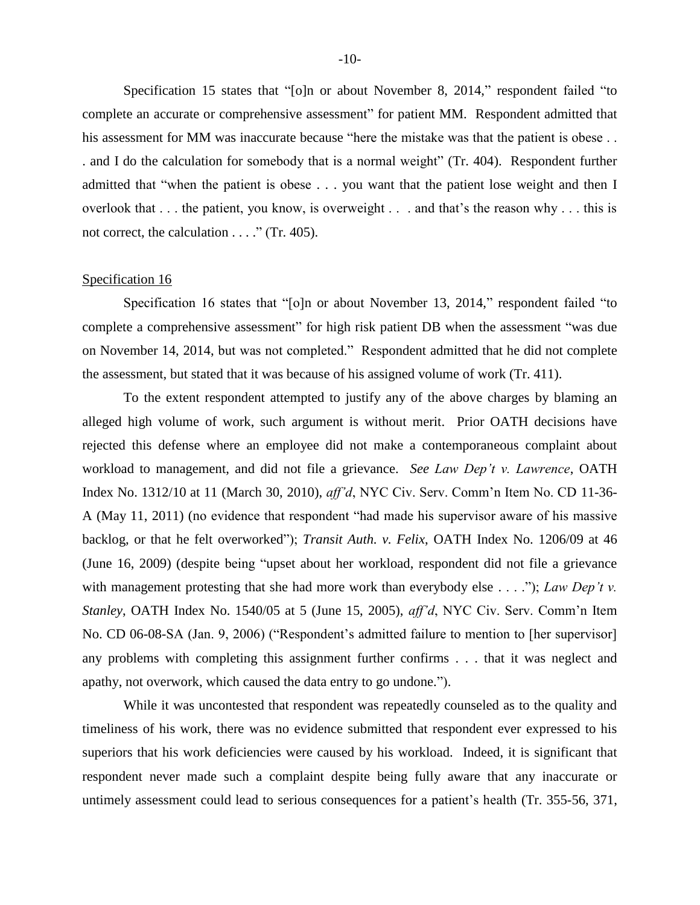Specification 15 states that "[o]n or about November 8, 2014," respondent failed "to complete an accurate or comprehensive assessment" for patient MM. Respondent admitted that his assessment for MM was inaccurate because "here the mistake was that the patient is obese . . . and I do the calculation for somebody that is a normal weight" (Tr. 404). Respondent further admitted that "when the patient is obese . . . you want that the patient lose weight and then I overlook that . . . the patient, you know, is overweight . . . and that's the reason why . . . this is not correct, the calculation . . . ." (Tr. 405).

Specification 16

Specification 16 states that "[o]n or about November 13, 2014," respondent failed "to complete a comprehensive assessment" for high risk patient DB when the assessment "was due on November 14, 2014, but was not completed." Respondent admitted that he did not complete the assessment, but stated that it was because of his assigned volume of work (Tr. 411).

To the extent respondent attempted to justify any of the above charges by blaming an alleged high volume of work, such argument is without merit. Prior OATH decisions have rejected this defense where an employee did not make a contemporaneous complaint about workload to management, and did not file a grievance. *See Law Dep't v. Lawrence*, OATH Index No. 1312/10 at 11 (March 30, 2010), *aff'd*, NYC Civ. Serv. Comm'n Item No. CD 11-36-A (May 11, 2011) (no evidence that respondent "had made his supervisor aware of his massive backlog, or that he felt overworked"); *Transit Auth. v. Felix*, OATH Index No. 1206/09 at 46 (June 16, 2009) (despite being "upset about her workload, respondent did not file a grievance with management protesting that she had more work than everybody else . . . ."); *Law Dep't v. Stanley*, OATH Index No. 1540/05 at 5 (June 15, 2005), *aff'd*, NYC Civ. Serv. Comm'n Item No. CD 06-08-SA (Jan. 9, 2006) ("Respondent's admitted failure to mention to [her supervisor] any problems with completing this assignment further confirms . . . that it was neglect and apathy, not overwork, which caused the data entry to go undone.").

While it was uncontested that respondent was repeatedly counseled as to the quality and timeliness of his work, there was no evidence submitted that respondent ever expressed to his superiors that his work deficiencies were caused by his workload. Indeed, it is significant that respondent never made such a complaint despite being fully aware that any inaccurate or untimely assessment could lead to serious consequences for a patient's health (Tr. 355-56, 371,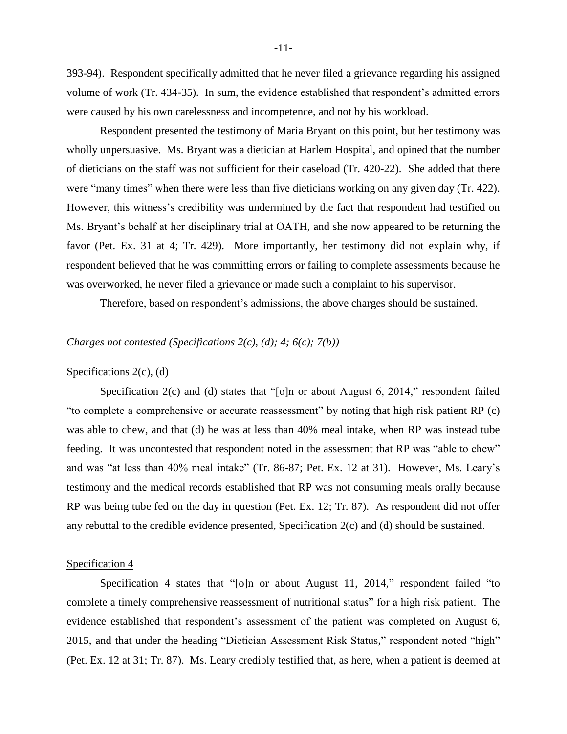393-94). Respondent specifically admitted that he never filed a grievance regarding his assigned volume of work (Tr. 434-35). In sum, the evidence established that respondent's admitted errors were caused by his own carelessness and incompetence, and not by his workload.

Respondent presented the testimony of Maria Bryant on this point, but her testimony was wholly unpersuasive. Ms. Bryant was a dietician at Harlem Hospital, and opined that the number of dieticians on the staff was not sufficient for their caseload (Tr. 420-22). She added that there were "many times" when there were less than five dieticians working on any given day (Tr. 422). However, this witness's credibility was undermined by the fact that respondent had testified on Ms. Bryant's behalf at her disciplinary trial at OATH, and she now appeared to be returning the favor (Pet. Ex. 31 at 4; Tr. 429). More importantly, her testimony did not explain why, if respondent believed that he was committing errors or failing to complete assessments because he was overworked, he never filed a grievance or made such a complaint to his supervisor.

Therefore, based on respondent's admissions, the above charges should be sustained.

*Charges not contested (Specifications 2(c), (d); 4; 6(c); 7(b))*

<u>Specifications 2(c), (d)</u>

Specification 2(c) and (d) states that "[o]n or about August 6, 2014," respondent failed "to complete a comprehensive or accurate reassessment" by noting that high risk patient RP (c) was able to chew, and that (d) he was at less than 40% meal intake, when RP was instead tube feeding. It was uncontested that respondent noted in the assessment that RP was "able to chew" and was "at less than 40% meal intake" (Tr. 86-87; Pet. Ex. 12 at 31). However, Ms. Leary's testimony and the medical records established that RP was not consuming meals orally because RP was being tube fed on the day in question (Pet. Ex. 12; Tr. 87). As respondent did not offer any rebuttal to the credible evidence presented, Specification 2(c) and (d) should be sustained.

<u>Specification 4</u>

Specification 4 states that "[o]n or about August 11, 2014," respondent failed "to complete a timely comprehensive reassessment of nutritional status" for a high risk patient. The evidence established that respondent's assessment of the patient was completed on August 6, 2015, and that under the heading "Dietician Assessment Risk Status," respondent noted "high" (Pet. Ex. 12 at 31; Tr. 87). Ms. Leary credibly testified that, as here, when a patient is deemed at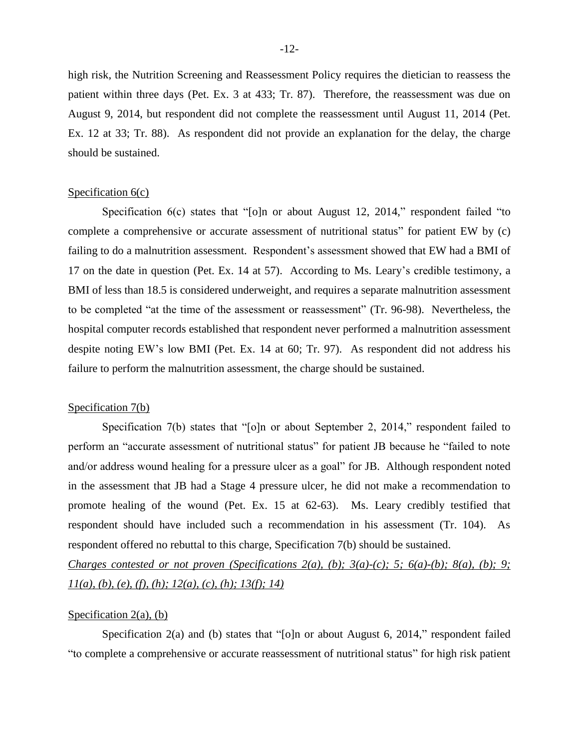high risk, the Nutrition Screening and Reassessment Policy requires the dietician to reassess the patient within three days (Pet. Ex. 3 at 433; Tr. 87). Therefore, the reassessment was due on August 9, 2014, but respondent did not complete the reassessment until August 11, 2014 (Pet. Ex. 12 at 33; Tr. 88). As respondent did not provide an explanation for the delay, the charge should be sustained.

<u>Specification 6(c)</u>

Specification 6(c) states that "[o]n or about August 12, 2014," respondent failed "to complete a comprehensive or accurate assessment of nutritional status" for patient EW by (c) failing to do a malnutrition assessment. Respondent's assessment showed that EW had a BMI of 17 on the date in question (Pet. Ex. 14 at 57). According to Ms. Leary's credible testimony, a BMI of less than 18.5 is considered underweight, and requires a separate malnutrition assessment to be completed "at the time of the assessment or reassessment" (Tr. 96-98). Nevertheless, the hospital computer records established that respondent never performed a malnutrition assessment despite noting EW's low BMI (Pet. Ex. 14 at 60; Tr. 97). As respondent did not address his failure to perform the malnutrition assessment, the charge should be sustained.

<u>Specification 7(b)</u>

Specification 7(b) states that "[o]n or about September 2, 2014," respondent failed to perform an "accurate assessment of nutritional status" for patient JB because he "failed to note and/or address wound healing for a pressure ulcer as a goal" for JB. Although respondent noted in the assessment that JB had a Stage 4 pressure ulcer, he did not make a recommendation to promote healing of the wound (Pet. Ex. 15 at 62-63). Ms. Leary credibly testified that respondent should have included such a recommendation in his assessment (Tr. 104). As respondent offered no rebuttal to this charge, Specification 7(b) should be sustained.

*<u>Charges contested or not proven (Specifications 2(a), (b); 3(a)-(c); 5; 6(a)-(b); 8(a), (b); 9; 11(a), (b), (e), (f), (h); 12(a), (c), (h); 13(f); 14)</u>*

<u>Specification 2(a), (b)</u>

Specification 2(a) and (b) states that "[o]n or about August 6, 2014," respondent failed "to complete a comprehensive or accurate reassessment of nutritional status" for high risk patient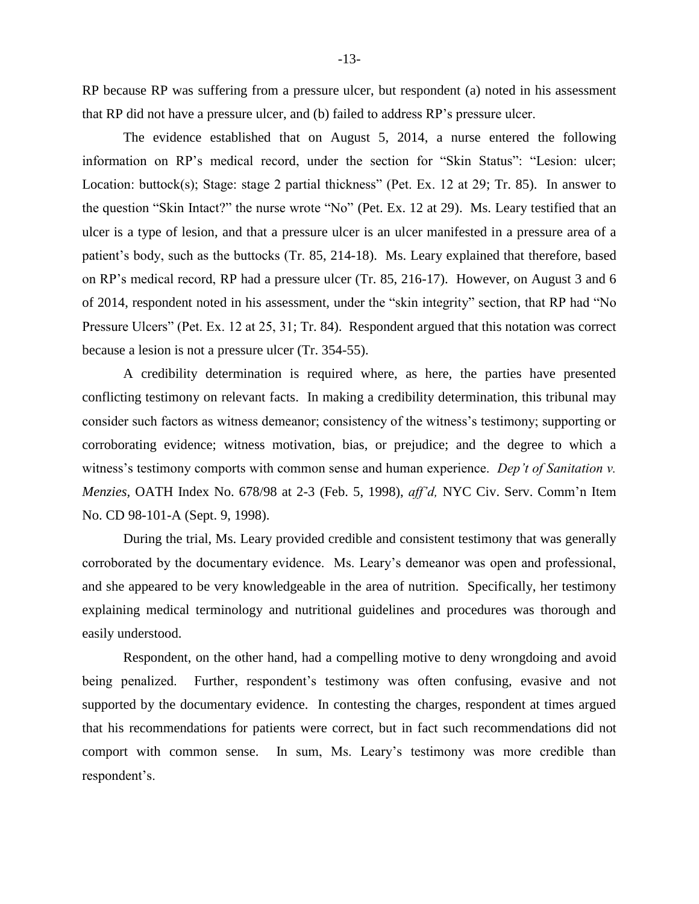RP because RP was suffering from a pressure ulcer, but respondent (a) noted in his assessment that RP did not have a pressure ulcer, and (b) failed to address RP's pressure ulcer.

The evidence established that on August 5, 2014, a nurse entered the following information on RP's medical record, under the section for "Skin Status": "Lesion: ulcer; Location: buttock(s); Stage: stage 2 partial thickness" (Pet. Ex. 12 at 29; Tr. 85). In answer to the question "Skin Intact?" the nurse wrote "No" (Pet. Ex. 12 at 29). Ms. Leary testified that an ulcer is a type of lesion, and that a pressure ulcer is an ulcer manifested in a pressure area of a patient's body, such as the buttocks (Tr. 85, 214-18). Ms. Leary explained that therefore, based on RP's medical record, RP had a pressure ulcer (Tr. 85, 216-17). However, on August 3 and 6 of 2014, respondent noted in his assessment, under the "skin integrity" section, that RP had "No Pressure Ulcers" (Pet. Ex. 12 at 25, 31; Tr. 84). Respondent argued that this notation was correct because a lesion is not a pressure ulcer (Tr. 354-55).

A credibility determination is required where, as here, the parties have presented conflicting testimony on relevant facts. In making a credibility determination, this tribunal may consider such factors as witness demeanor; consistency of the witness's testimony; supporting or corroborating evidence; witness motivation, bias, or prejudice; and the degree to which a witness's testimony comports with common sense and human experience. *Dep't of Sanitation v. Menzies*, OATH Index No. 678/98 at 2-3 (Feb. 5, 1998), *aff'd,* NYC Civ. Serv. Comm'n Item No. CD 98-101-A (Sept. 9, 1998).

During the trial, Ms. Leary provided credible and consistent testimony that was generally corroborated by the documentary evidence. Ms. Leary's demeanor was open and professional, and she appeared to be very knowledgeable in the area of nutrition. Specifically, her testimony explaining medical terminology and nutritional guidelines and procedures was thorough and easily understood.

Respondent, on the other hand, had a compelling motive to deny wrongdoing and avoid being penalized. Further, respondent's testimony was often confusing, evasive and not supported by the documentary evidence. In contesting the charges, respondent at times argued that his recommendations for patients were correct, but in fact such recommendations did not comport with common sense. In sum, Ms. Leary's testimony was more credible than respondent's.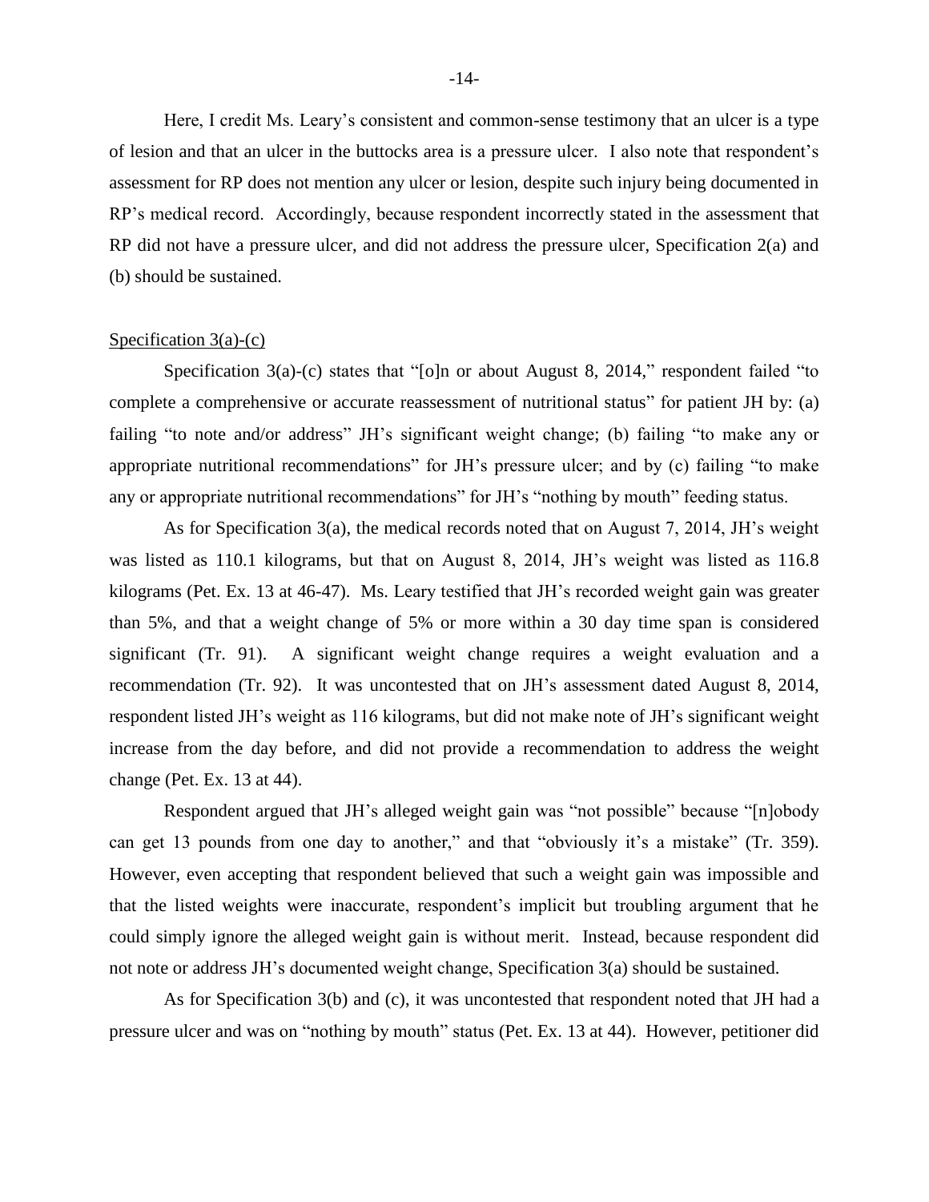Here, I credit Ms. Leary's consistent and common-sense testimony that an ulcer is a type of lesion and that an ulcer in the buttocks area is a pressure ulcer. I also note that respondent's assessment for RP does not mention any ulcer or lesion, despite such injury being documented in RP's medical record. Accordingly, because respondent incorrectly stated in the assessment that RP did not have a pressure ulcer, and did not address the pressure ulcer, Specification 2(a) and (b) should be sustained.

Specification 3(a)-(c)

Specification 3(a)-(c) states that "[o]n or about August 8, 2014," respondent failed "to complete a comprehensive or accurate reassessment of nutritional status" for patient JH by: (a) failing "to note and/or address" JH's significant weight change; (b) failing "to make any or appropriate nutritional recommendations" for JH's pressure ulcer; and by (c) failing "to make any or appropriate nutritional recommendations" for JH's "nothing by mouth" feeding status.

As for Specification 3(a), the medical records noted that on August 7, 2014, JH's weight was listed as 110.1 kilograms, but that on August 8, 2014, JH's weight was listed as 116.8 kilograms (Pet. Ex. 13 at 46-47). Ms. Leary testified that JH's recorded weight gain was greater than 5%, and that a weight change of 5% or more within a 30 day time span is considered significant (Tr. 91). A significant weight change requires a weight evaluation and a recommendation (Tr. 92). It was uncontested that on JH's assessment dated August 8, 2014, respondent listed JH's weight as 116 kilograms, but did not make note of JH's significant weight increase from the day before, and did not provide a recommendation to address the weight change (Pet. Ex. 13 at 44).

Respondent argued that JH's alleged weight gain was "not possible" because "[n]obody can get 13 pounds from one day to another," and that "obviously it's a mistake" (Tr. 359). However, even accepting that respondent believed that such a weight gain was impossible and that the listed weights were inaccurate, respondent's implicit but troubling argument that he could simply ignore the alleged weight gain is without merit. Instead, because respondent did not note or address JH's documented weight change, Specification 3(a) should be sustained.

As for Specification 3(b) and (c), it was uncontested that respondent noted that JH had a pressure ulcer and was on "nothing by mouth" status (Pet. Ex. 13 at 44). However, petitioner did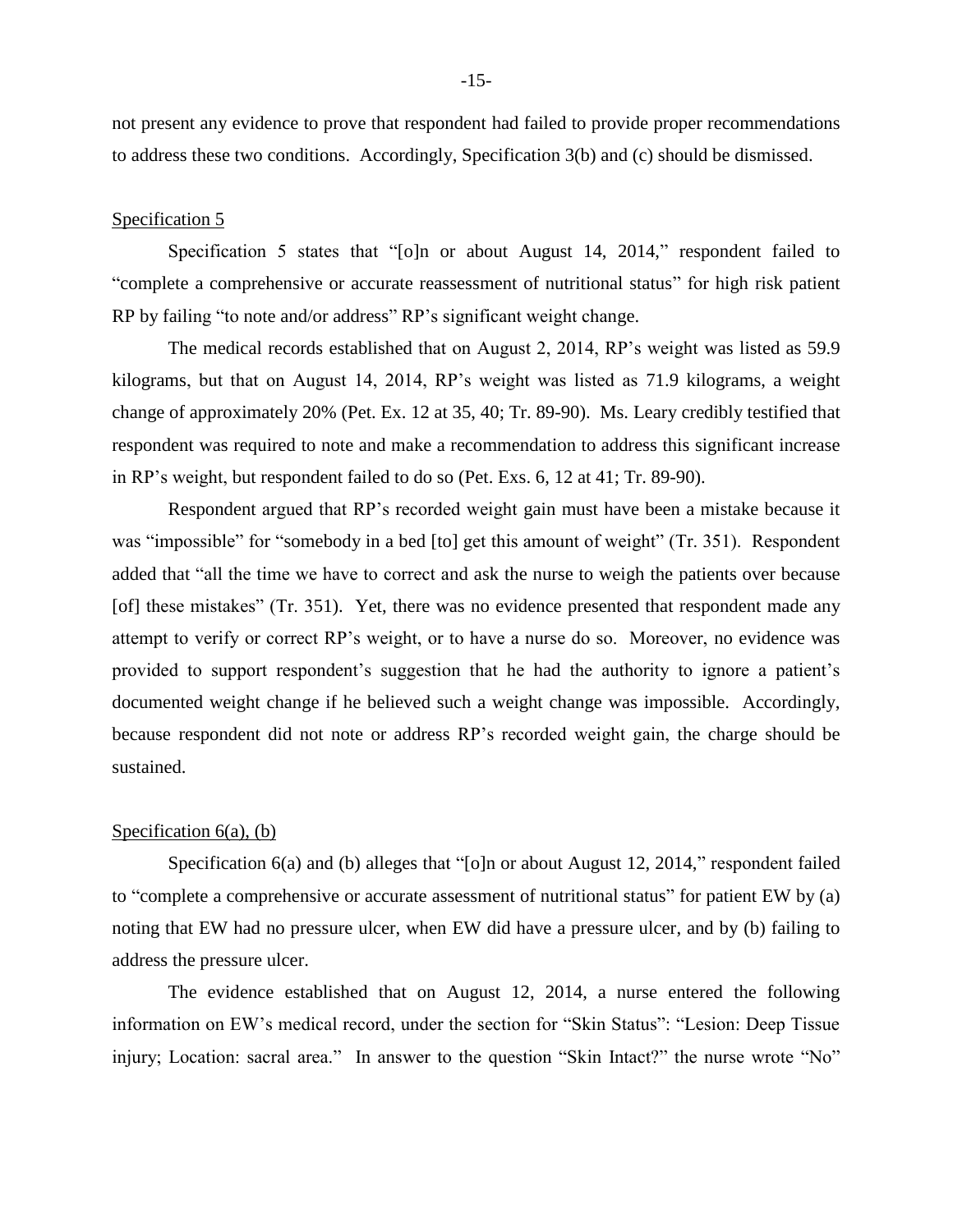not present any evidence to prove that respondent had failed to provide proper recommendations to address these two conditions. Accordingly, Specification 3(b) and (c) should be dismissed.

Specification 5

Specification 5 states that "[o]n or about August 14, 2014," respondent failed to "complete a comprehensive or accurate reassessment of nutritional status" for high risk patient RP by failing "to note and/or address" RP's significant weight change.

The medical records established that on August 2, 2014, RP's weight was listed as 59.9 kilograms, but that on August 14, 2014, RP's weight was listed as 71.9 kilograms, a weight change of approximately 20% (Pet. Ex. 12 at 35, 40; Tr. 89-90). Ms. Leary credibly testified that respondent was required to note and make a recommendation to address this significant increase in RP's weight, but respondent failed to do so (Pet. Exs. 6, 12 at 41; Tr. 89-90).

Respondent argued that RP's recorded weight gain must have been a mistake because it was "impossible" for "somebody in a bed [to] get this amount of weight" (Tr. 351). Respondent added that "all the time we have to correct and ask the nurse to weigh the patients over because [of] these mistakes" (Tr. 351). Yet, there was no evidence presented that respondent made any attempt to verify or correct RP's weight, or to have a nurse do so. Moreover, no evidence was provided to support respondent's suggestion that he had the authority to ignore a patient's documented weight change if he believed such a weight change was impossible. Accordingly, because respondent did not note or address RP's recorded weight gain, the charge should be sustained.

Specification 6(a), (b)

Specification 6(a) and (b) alleges that "[o]n or about August 12, 2014," respondent failed to "complete a comprehensive or accurate assessment of nutritional status" for patient EW by (a) noting that EW had no pressure ulcer, when EW did have a pressure ulcer, and by (b) failing to address the pressure ulcer.

The evidence established that on August 12, 2014, a nurse entered the following information on EW's medical record, under the section for "Skin Status": "Lesion: Deep Tissue injury; Location: sacral area." In answer to the question "Skin Intact?" the nurse wrote "No"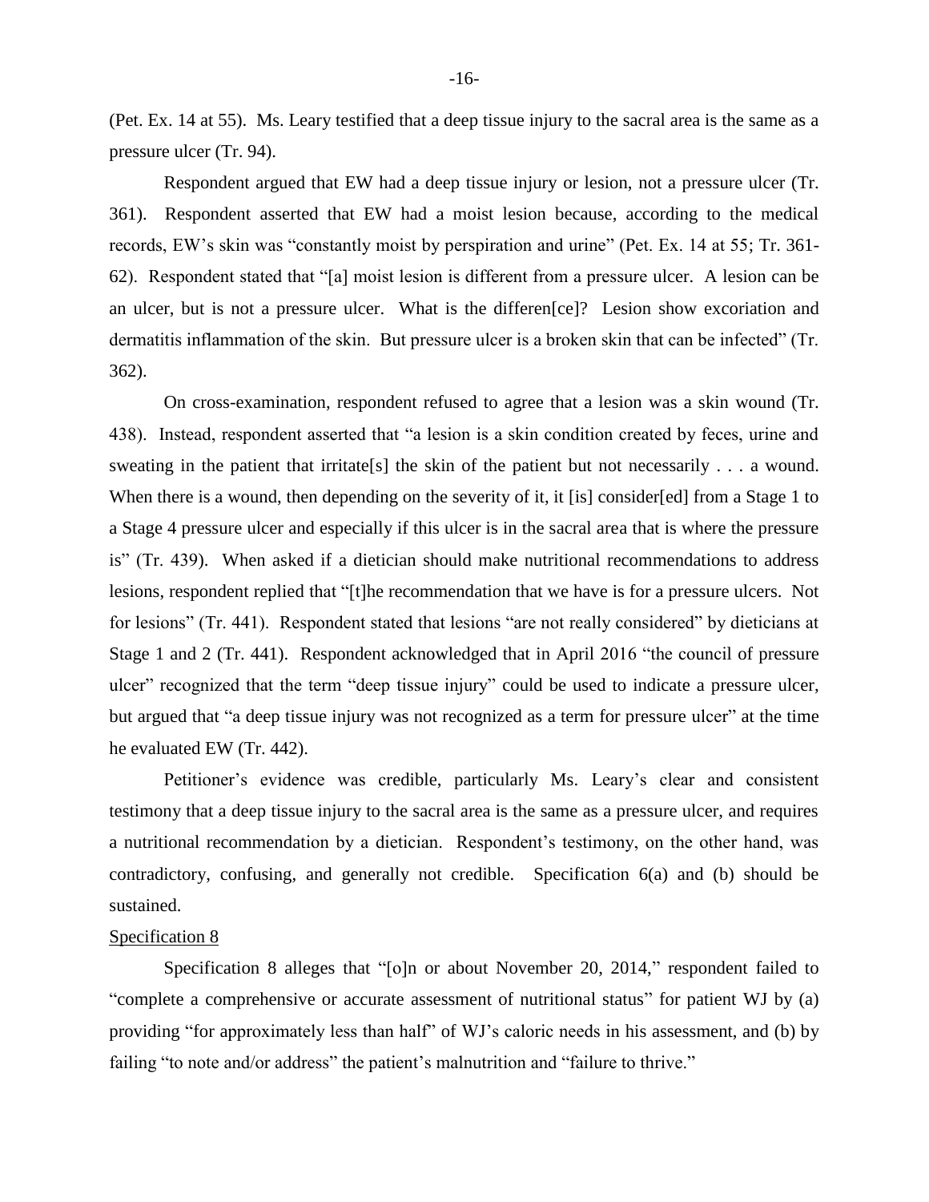(Pet. Ex. 14 at 55). Ms. Leary testified that a deep tissue injury to the sacral area is the same as a pressure ulcer (Tr. 94).

Respondent argued that EW had a deep tissue injury or lesion, not a pressure ulcer (Tr. 361). Respondent asserted that EW had a moist lesion because, according to the medical records, EW's skin was "constantly moist by perspiration and urine" (Pet. Ex. 14 at 55; Tr. 361-62). Respondent stated that "[a] moist lesion is different from a pressure ulcer. A lesion can be an ulcer, but is not a pressure ulcer. What is the differen[ce]? Lesion show excoriation and dermatitis inflammation of the skin. But pressure ulcer is a broken skin that can be infected" (Tr. 362).

On cross-examination, respondent refused to agree that a lesion was a skin wound (Tr. 438). Instead, respondent asserted that "a lesion is a skin condition created by feces, urine and sweating in the patient that irritate[s] the skin of the patient but not necessarily . . . a wound. When there is a wound, then depending on the severity of it, it [is] consider[ed] from a Stage 1 to a Stage 4 pressure ulcer and especially if this ulcer is in the sacral area that is where the pressure is" (Tr. 439). When asked if a dietician should make nutritional recommendations to address lesions, respondent replied that "[t]he recommendation that we have is for a pressure ulcers. Not for lesions" (Tr. 441). Respondent stated that lesions "are not really considered" by dieticians at Stage 1 and 2 (Tr. 441). Respondent acknowledged that in April 2016 "the council of pressure ulcer" recognized that the term "deep tissue injury" could be used to indicate a pressure ulcer, but argued that "a deep tissue injury was not recognized as a term for pressure ulcer" at the time he evaluated EW (Tr. 442).

Petitioner's evidence was credible, particularly Ms. Leary's clear and consistent testimony that a deep tissue injury to the sacral area is the same as a pressure ulcer, and requires a nutritional recommendation by a dietician. Respondent's testimony, on the other hand, was contradictory, confusing, and generally not credible. Specification 6(a) and (b) should be sustained.

Specification 8

Specification 8 alleges that "[o]n or about November 20, 2014," respondent failed to "complete a comprehensive or accurate assessment of nutritional status" for patient WJ by (a) providing "for approximately less than half" of WJ's caloric needs in his assessment, and (b) by failing "to note and/or address" the patient's malnutrition and "failure to thrive."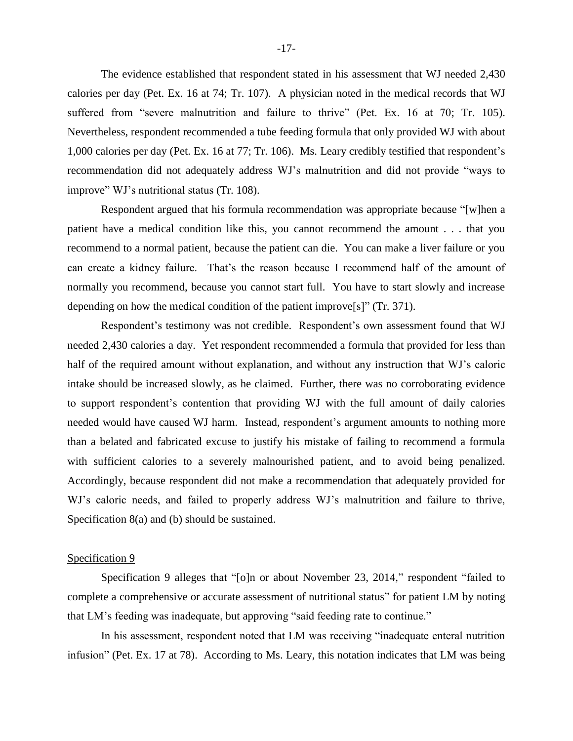The evidence established that respondent stated in his assessment that WJ needed 2,430 calories per day (Pet. Ex. 16 at 74; Tr. 107). A physician noted in the medical records that WJ suffered from "severe malnutrition and failure to thrive" (Pet. Ex. 16 at 70; Tr. 105). Nevertheless, respondent recommended a tube feeding formula that only provided WJ with about 1,000 calories per day (Pet. Ex. 16 at 77; Tr. 106). Ms. Leary credibly testified that respondent's recommendation did not adequately address WJ's malnutrition and did not provide "ways to improve" WJ's nutritional status (Tr. 108).

Respondent argued that his formula recommendation was appropriate because "[w]hen a patient have a medical condition like this, you cannot recommend the amount . . . that you recommend to a normal patient, because the patient can die. You can make a liver failure or you can create a kidney failure. That's the reason because I recommend half of the amount of normally you recommend, because you cannot start full. You have to start slowly and increase depending on how the medical condition of the patient improve[s]" (Tr. 371).

Respondent's testimony was not credible. Respondent's own assessment found that WJ needed 2,430 calories a day. Yet respondent recommended a formula that provided for less than half of the required amount without explanation, and without any instruction that WJ's caloric intake should be increased slowly, as he claimed. Further, there was no corroborating evidence to support respondent's contention that providing WJ with the full amount of daily calories needed would have caused WJ harm. Instead, respondent's argument amounts to nothing more than a belated and fabricated excuse to justify his mistake of failing to recommend a formula with sufficient calories to a severely malnourished patient, and to avoid being penalized. Accordingly, because respondent did not make a recommendation that adequately provided for WJ's caloric needs, and failed to properly address WJ's malnutrition and failure to thrive, Specification 8(a) and (b) should be sustained.

Specification 9

Specification 9 alleges that "[o]n or about November 23, 2014," respondent "failed to complete a comprehensive or accurate assessment of nutritional status" for patient LM by noting that LM's feeding was inadequate, but approving "said feeding rate to continue."

In his assessment, respondent noted that LM was receiving "inadequate enteral nutrition infusion" (Pet. Ex. 17 at 78). According to Ms. Leary, this notation indicates that LM was being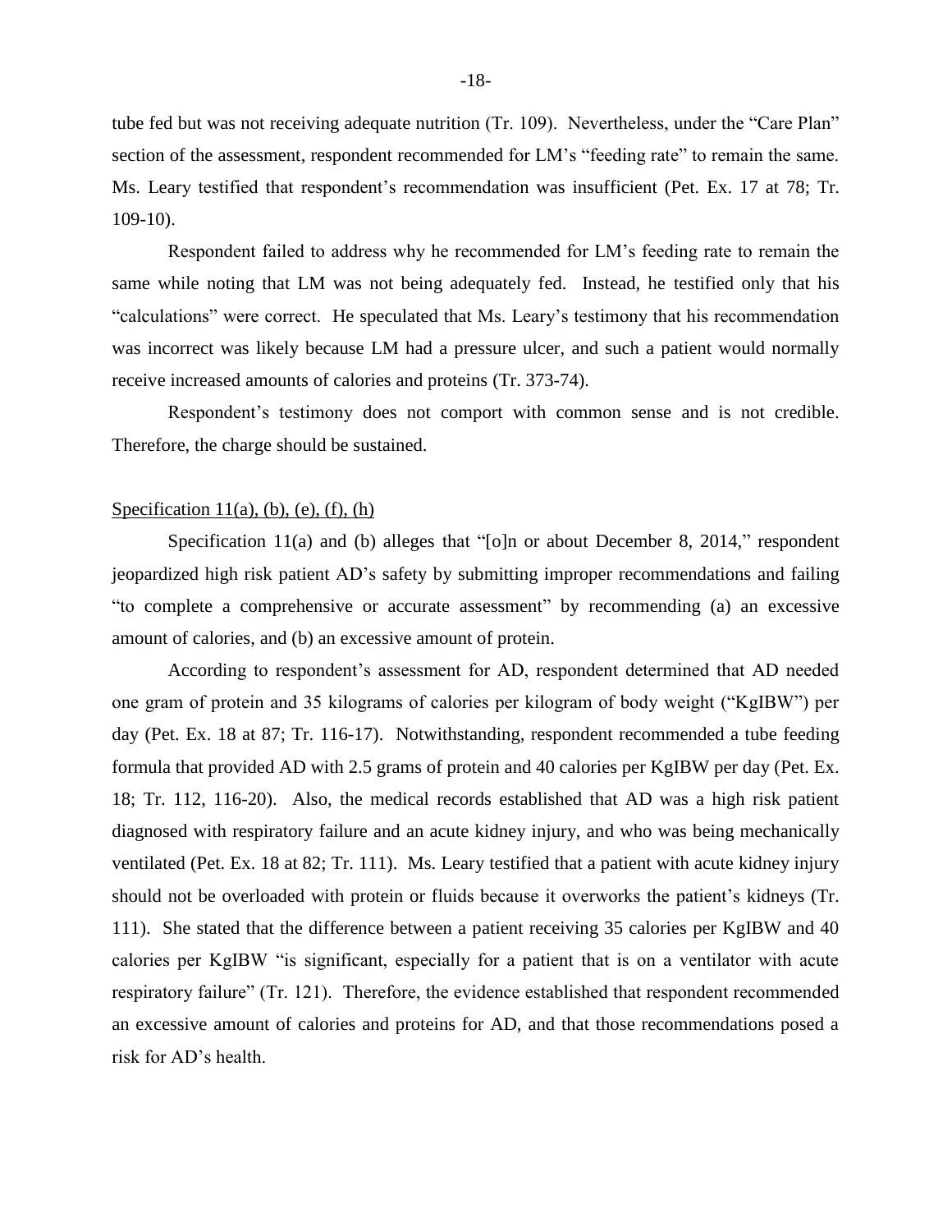tube fed but was not receiving adequate nutrition (Tr. 109). Nevertheless, under the "Care Plan" section of the assessment, respondent recommended for LM's "feeding rate" to remain the same. Ms. Leary testified that respondent's recommendation was insufficient (Pet. Ex. 17 at 78; Tr. 109-10).

Respondent failed to address why he recommended for LM's feeding rate to remain the same while noting that LM was not being adequately fed. Instead, he testified only that his "calculations" were correct. He speculated that Ms. Leary's testimony that his recommendation was incorrect was likely because LM had a pressure ulcer, and such a patient would normally receive increased amounts of calories and proteins (Tr. 373-74).

Respondent's testimony does not comport with common sense and is not credible. Therefore, the charge should be sustained.

<u>Specification 11(a), (b), (e), (f), (h)</u>

Specification 11(a) and (b) alleges that "[o]n or about December 8, 2014," respondent jeopardized high risk patient AD's safety by submitting improper recommendations and failing "to complete a comprehensive or accurate assessment" by recommending (a) an excessive amount of calories, and (b) an excessive amount of protein.

According to respondent's assessment for AD, respondent determined that AD needed one gram of protein and 35 kilograms of calories per kilogram of body weight ("KgIBW") per day (Pet. Ex. 18 at 87; Tr. 116-17). Notwithstanding, respondent recommended a tube feeding formula that provided AD with 2.5 grams of protein and 40 calories per KgIBW per day (Pet. Ex. 18; Tr. 112, 116-20). Also, the medical records established that AD was a high risk patient diagnosed with respiratory failure and an acute kidney injury, and who was being mechanically ventilated (Pet. Ex. 18 at 82; Tr. 111). Ms. Leary testified that a patient with acute kidney injury should not be overloaded with protein or fluids because it overworks the patient's kidneys (Tr. 111). She stated that the difference between a patient receiving 35 calories per KgIBW and 40 calories per KgIBW "is significant, especially for a patient that is on a ventilator with acute respiratory failure" (Tr. 121). Therefore, the evidence established that respondent recommended an excessive amount of calories and proteins for AD, and that those recommendations posed a risk for AD's health.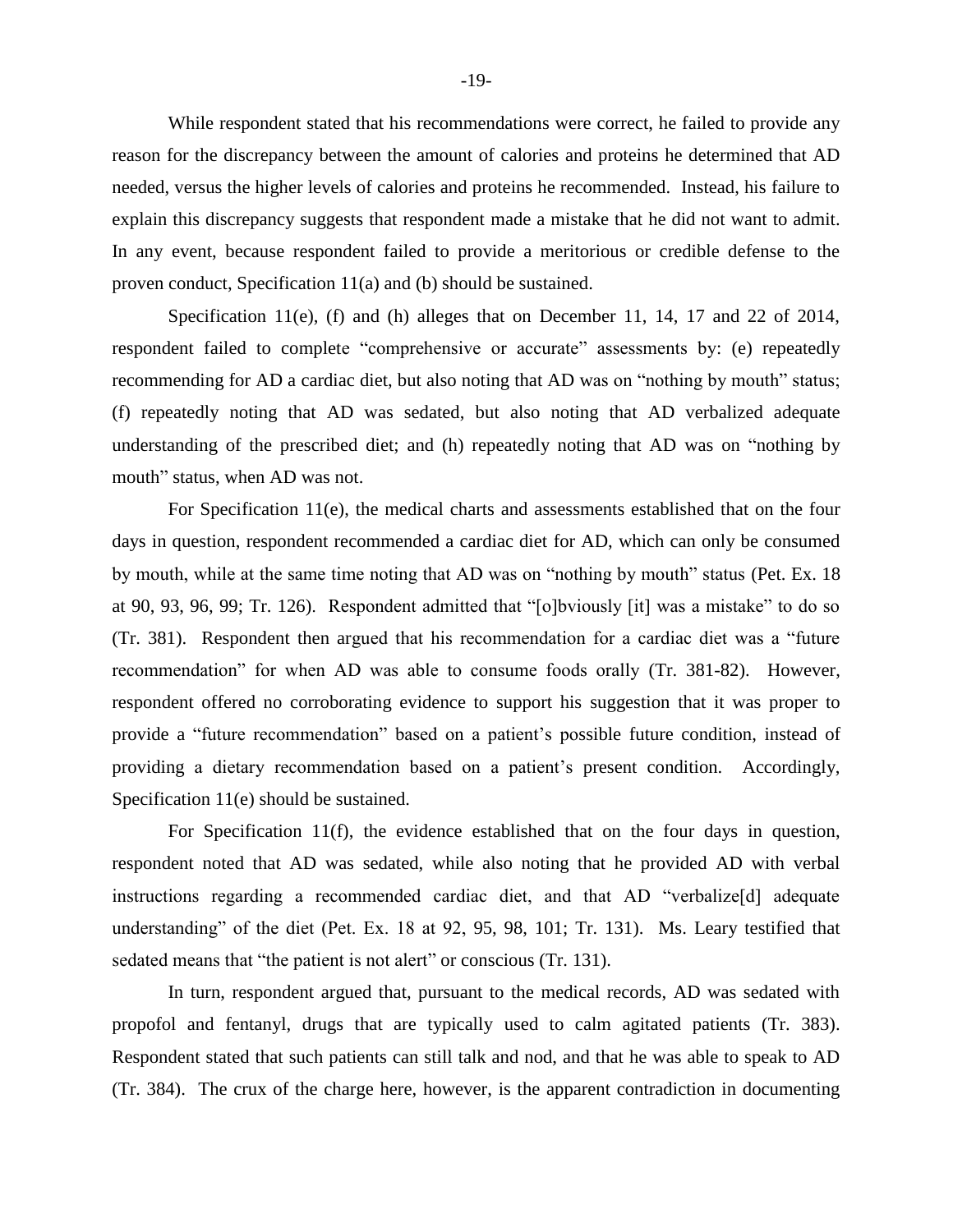While respondent stated that his recommendations were correct, he failed to provide any reason for the discrepancy between the amount of calories and proteins he determined that AD needed, versus the higher levels of calories and proteins he recommended. Instead, his failure to explain this discrepancy suggests that respondent made a mistake that he did not want to admit. In any event, because respondent failed to provide a meritorious or credible defense to the proven conduct, Specification 11(a) and (b) should be sustained.

Specification 11(e), (f) and (h) alleges that on December 11, 14, 17 and 22 of 2014, respondent failed to complete "comprehensive or accurate" assessments by: (e) repeatedly recommending for AD a cardiac diet, but also noting that AD was on "nothing by mouth" status; (f) repeatedly noting that AD was sedated, but also noting that AD verbalized adequate understanding of the prescribed diet; and (h) repeatedly noting that AD was on "nothing by mouth" status, when AD was not.

For Specification 11(e), the medical charts and assessments established that on the four days in question, respondent recommended a cardiac diet for AD, which can only be consumed by mouth, while at the same time noting that AD was on "nothing by mouth" status (Pet. Ex. 18 at 90, 93, 96, 99; Tr. 126). Respondent admitted that "[o]bviously [it] was a mistake" to do so (Tr. 381). Respondent then argued that his recommendation for a cardiac diet was a "future recommendation" for when AD was able to consume foods orally (Tr. 381-82). However, respondent offered no corroborating evidence to support his suggestion that it was proper to provide a "future recommendation" based on a patient's possible future condition, instead of providing a dietary recommendation based on a patient's present condition. Accordingly, Specification 11(e) should be sustained.

For Specification 11(f), the evidence established that on the four days in question, respondent noted that AD was sedated, while also noting that he provided AD with verbal instructions regarding a recommended cardiac diet, and that AD "verbalize[d] adequate understanding" of the diet (Pet. Ex. 18 at 92, 95, 98, 101; Tr. 131). Ms. Leary testified that sedated means that "the patient is not alert" or conscious (Tr. 131).

In turn, respondent argued that, pursuant to the medical records, AD was sedated with propofol and fentanyl, drugs that are typically used to calm agitated patients (Tr. 383). Respondent stated that such patients can still talk and nod, and that he was able to speak to AD (Tr. 384). The crux of the charge here, however, is the apparent contradiction in documenting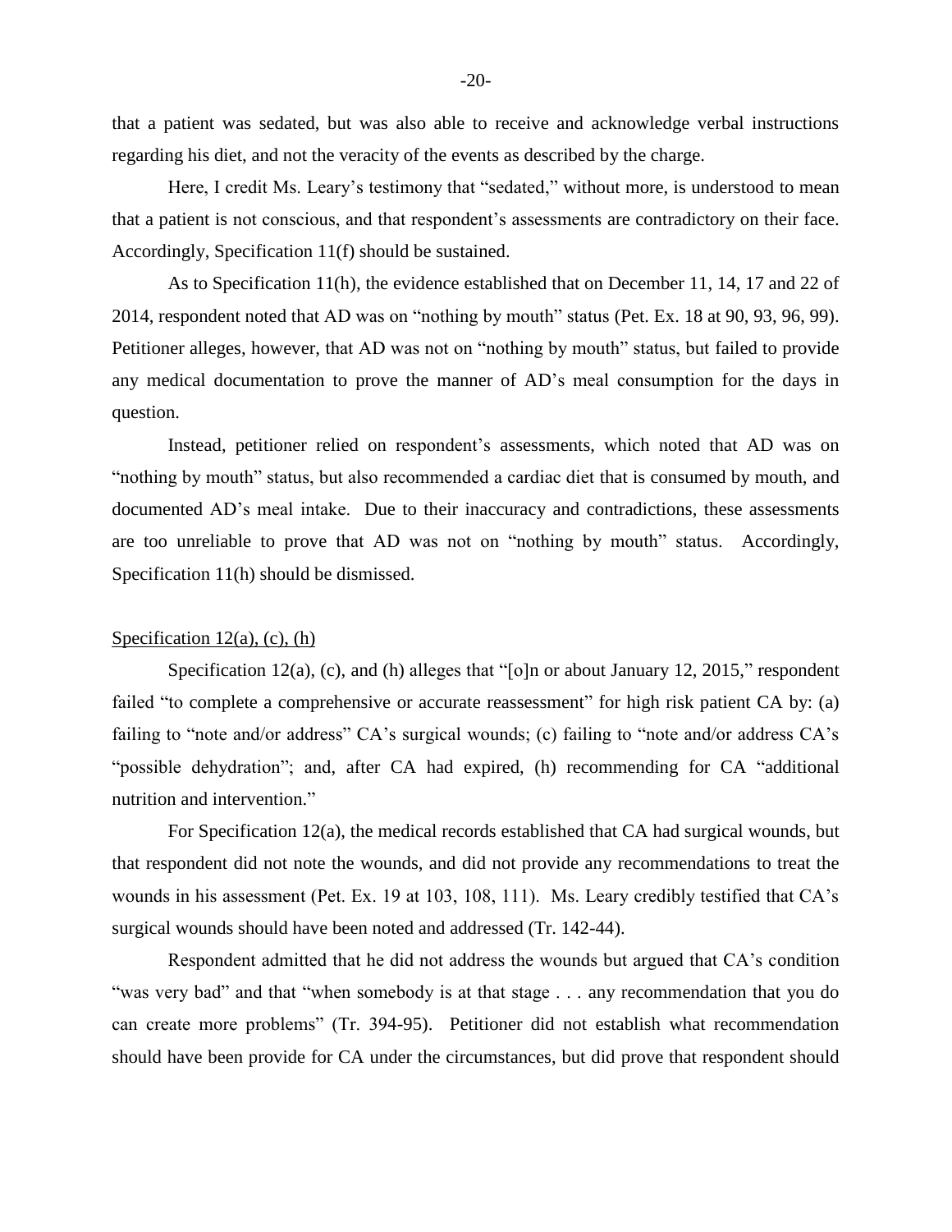that a patient was sedated, but was also able to receive and acknowledge verbal instructions regarding his diet, and not the veracity of the events as described by the charge.

Here, I credit Ms. Leary's testimony that "sedated," without more, is understood to mean that a patient is not conscious, and that respondent's assessments are contradictory on their face. Accordingly, Specification 11(f) should be sustained.

As to Specification 11(h), the evidence established that on December 11, 14, 17 and 22 of 2014, respondent noted that AD was on "nothing by mouth" status (Pet. Ex. 18 at 90, 93, 96, 99). Petitioner alleges, however, that AD was not on "nothing by mouth" status, but failed to provide any medical documentation to prove the manner of AD's meal consumption for the days in question.

Instead, petitioner relied on respondent's assessments, which noted that AD was on "nothing by mouth" status, but also recommended a cardiac diet that is consumed by mouth, and documented AD's meal intake. Due to their inaccuracy and contradictions, these assessments are too unreliable to prove that AD was not on "nothing by mouth" status. Accordingly, Specification 11(h) should be dismissed.

<u>Specification 12(a), (c), (h)</u>

Specification 12(a), (c), and (h) alleges that "[o]n or about January 12, 2015," respondent failed "to complete a comprehensive or accurate reassessment" for high risk patient CA by: (a) failing to "note and/or address" CA's surgical wounds; (c) failing to "note and/or address CA's "possible dehydration"; and, after CA had expired, (h) recommending for CA "additional nutrition and intervention."

For Specification 12(a), the medical records established that CA had surgical wounds, but that respondent did not note the wounds, and did not provide any recommendations to treat the wounds in his assessment (Pet. Ex. 19 at 103, 108, 111). Ms. Leary credibly testified that CA's surgical wounds should have been noted and addressed (Tr. 142-44).

Respondent admitted that he did not address the wounds but argued that CA's condition "was very bad" and that "when somebody is at that stage . . . any recommendation that you do can create more problems" (Tr. 394-95). Petitioner did not establish what recommendation should have been provide for CA under the circumstances, but did prove that respondent should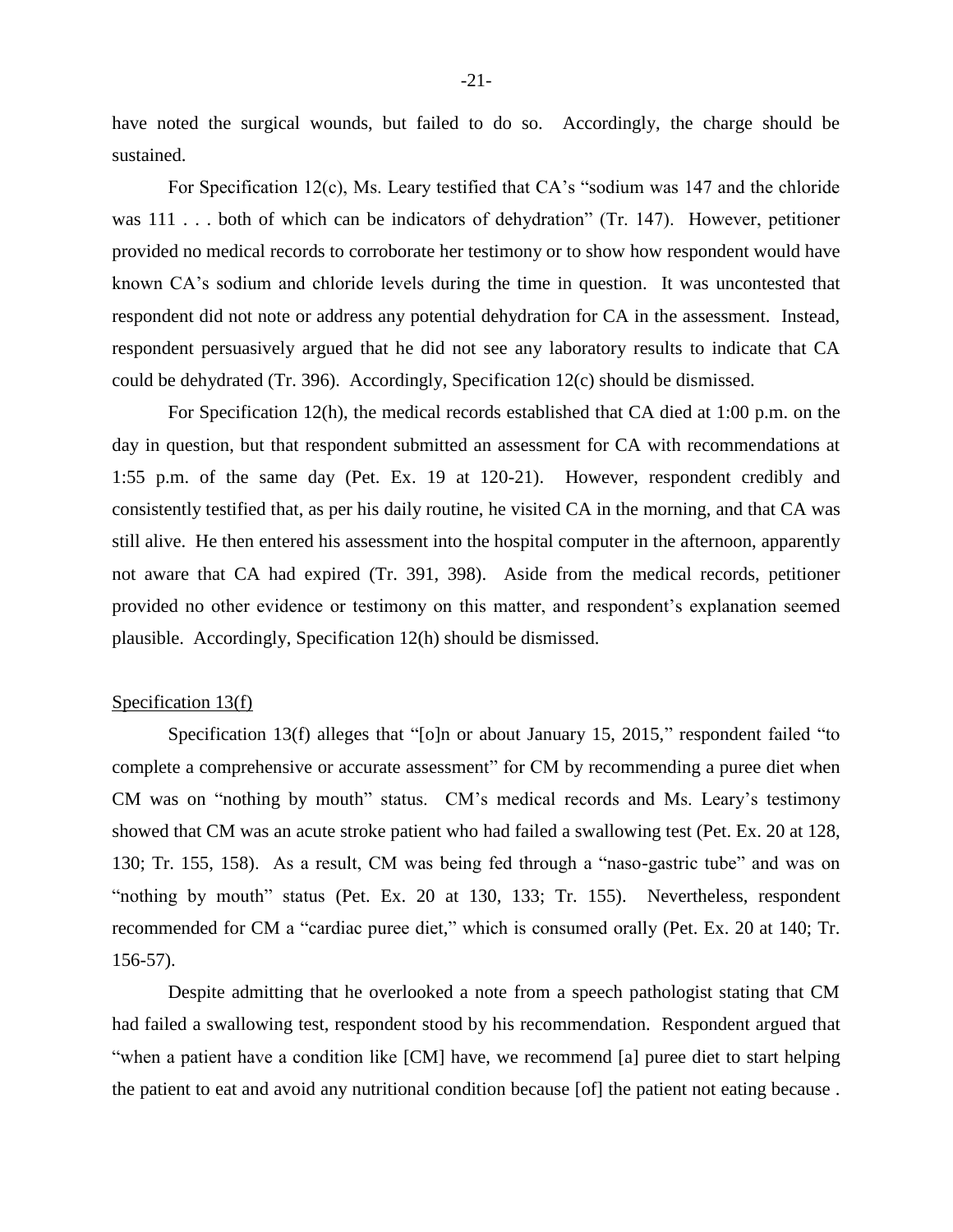have noted the surgical wounds, but failed to do so. Accordingly, the charge should be sustained.

For Specification 12(c), Ms. Leary testified that CA's "sodium was 147 and the chloride was 111 . . . both of which can be indicators of dehydration" (Tr. 147). However, petitioner provided no medical records to corroborate her testimony or to show how respondent would have known CA's sodium and chloride levels during the time in question. It was uncontested that respondent did not note or address any potential dehydration for CA in the assessment. Instead, respondent persuasively argued that he did not see any laboratory results to indicate that CA could be dehydrated (Tr. 396). Accordingly, Specification 12(c) should be dismissed.

For Specification 12(h), the medical records established that CA died at 1:00 p.m. on the day in question, but that respondent submitted an assessment for CA with recommendations at 1:55 p.m. of the same day (Pet. Ex. 19 at 120-21). However, respondent credibly and consistently testified that, as per his daily routine, he visited CA in the morning, and that CA was still alive. He then entered his assessment into the hospital computer in the afternoon, apparently not aware that CA had expired (Tr. 391, 398). Aside from the medical records, petitioner provided no other evidence or testimony on this matter, and respondent's explanation seemed plausible. Accordingly, Specification 12(h) should be dismissed.

<u>Specification 13(f)</u>

Specification 13(f) alleges that "[o]n or about January 15, 2015," respondent failed "to complete a comprehensive or accurate assessment" for CM by recommending a puree diet when CM was on "nothing by mouth" status. CM's medical records and Ms. Leary's testimony showed that CM was an acute stroke patient who had failed a swallowing test (Pet. Ex. 20 at 128, 130; Tr. 155, 158). As a result, CM was being fed through a "naso-gastric tube" and was on "nothing by mouth" status (Pet. Ex. 20 at 130, 133; Tr. 155). Nevertheless, respondent recommended for CM a "cardiac puree diet," which is consumed orally (Pet. Ex. 20 at 140; Tr. 156-57).

Despite admitting that he overlooked a note from a speech pathologist stating that CM had failed a swallowing test, respondent stood by his recommendation. Respondent argued that "when a patient have a condition like [CM] have, we recommend [a] puree diet to start helping the patient to eat and avoid any nutritional condition because [of] the patient not eating because .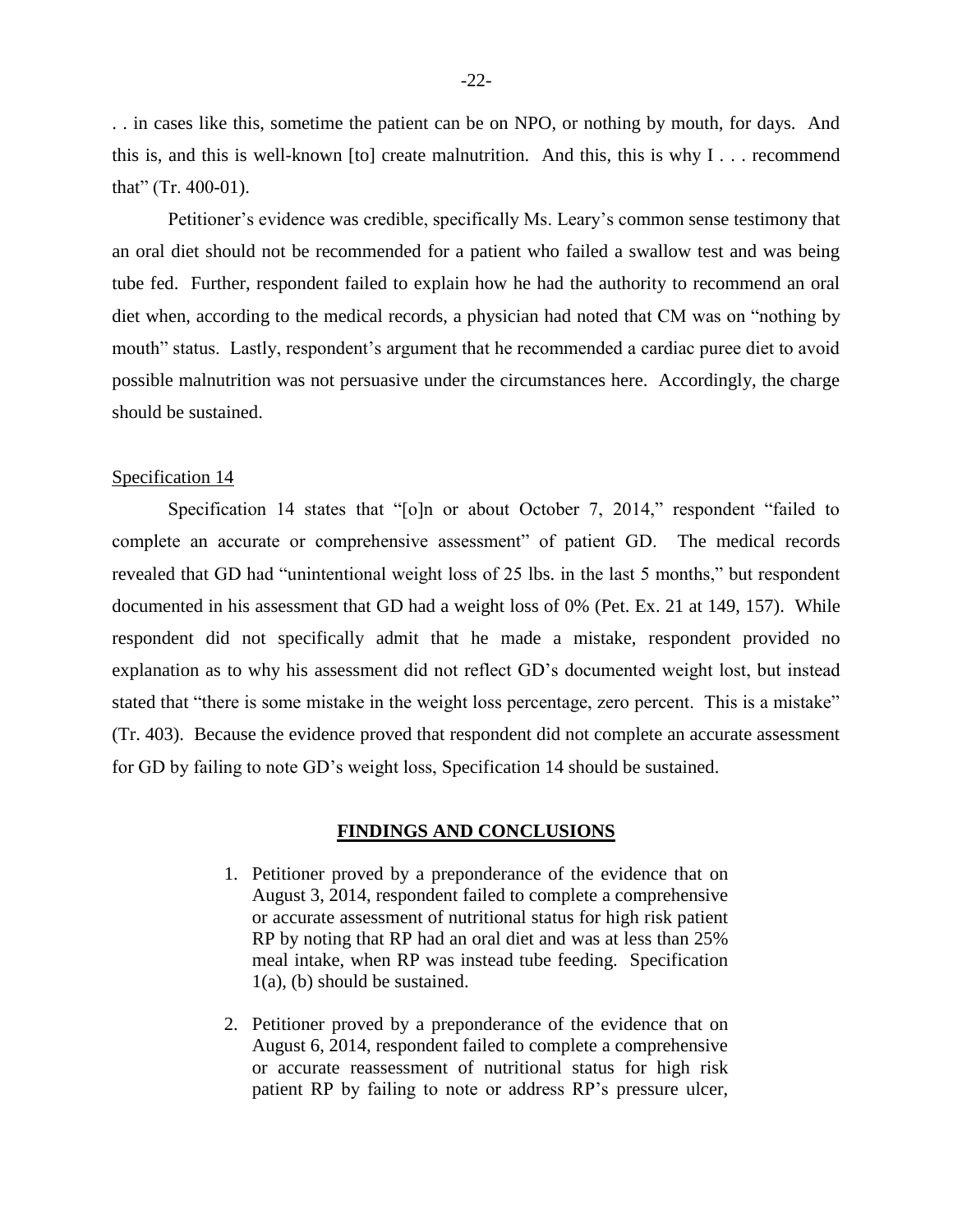. . in cases like this, sometime the patient can be on NPO, or nothing by mouth, for days. And this is, and this is well-known [to] create malnutrition. And this, this is why I . . . recommend that" (Tr. 400-01).

Petitioner's evidence was credible, specifically Ms. Leary's common sense testimony that an oral diet should not be recommended for a patient who failed a swallow test and was being tube fed. Further, respondent failed to explain how he had the authority to recommend an oral diet when, according to the medical records, a physician had noted that CM was on "nothing by mouth" status. Lastly, respondent's argument that he recommended a cardiac puree diet to avoid possible malnutrition was not persuasive under the circumstances here. Accordingly, the charge should be sustained.

Specification 14

Specification 14 states that "[o]n or about October 7, 2014," respondent "failed to complete an accurate or comprehensive assessment" of patient GD. The medical records revealed that GD had "unintentional weight loss of 25 lbs. in the last 5 months," but respondent documented in his assessment that GD had a weight loss of 0% (Pet. Ex. 21 at 149, 157). While respondent did not specifically admit that he made a mistake, respondent provided no explanation as to why his assessment did not reflect GD's documented weight lost, but instead stated that "there is some mistake in the weight loss percentage, zero percent. This is a mistake" (Tr. 403). Because the evidence proved that respondent did not complete an accurate assessment for GD by failing to note GD's weight loss, Specification 14 should be sustained.

## FINDINGS AND CONCLUSIONS

1. Petitioner proved by a preponderance of the evidence that on August 3, 2014, respondent failed to complete a comprehensive or accurate assessment of nutritional status for high risk patient RP by noting that RP had an oral diet and was at less than 25% meal intake, when RP was instead tube feeding. Specification 1(a), (b) should be sustained.

2. Petitioner proved by a preponderance of the evidence that on August 6, 2014, respondent failed to complete a comprehensive or accurate reassessment of nutritional status for high risk patient RP by failing to note or address RP's pressure ulcer,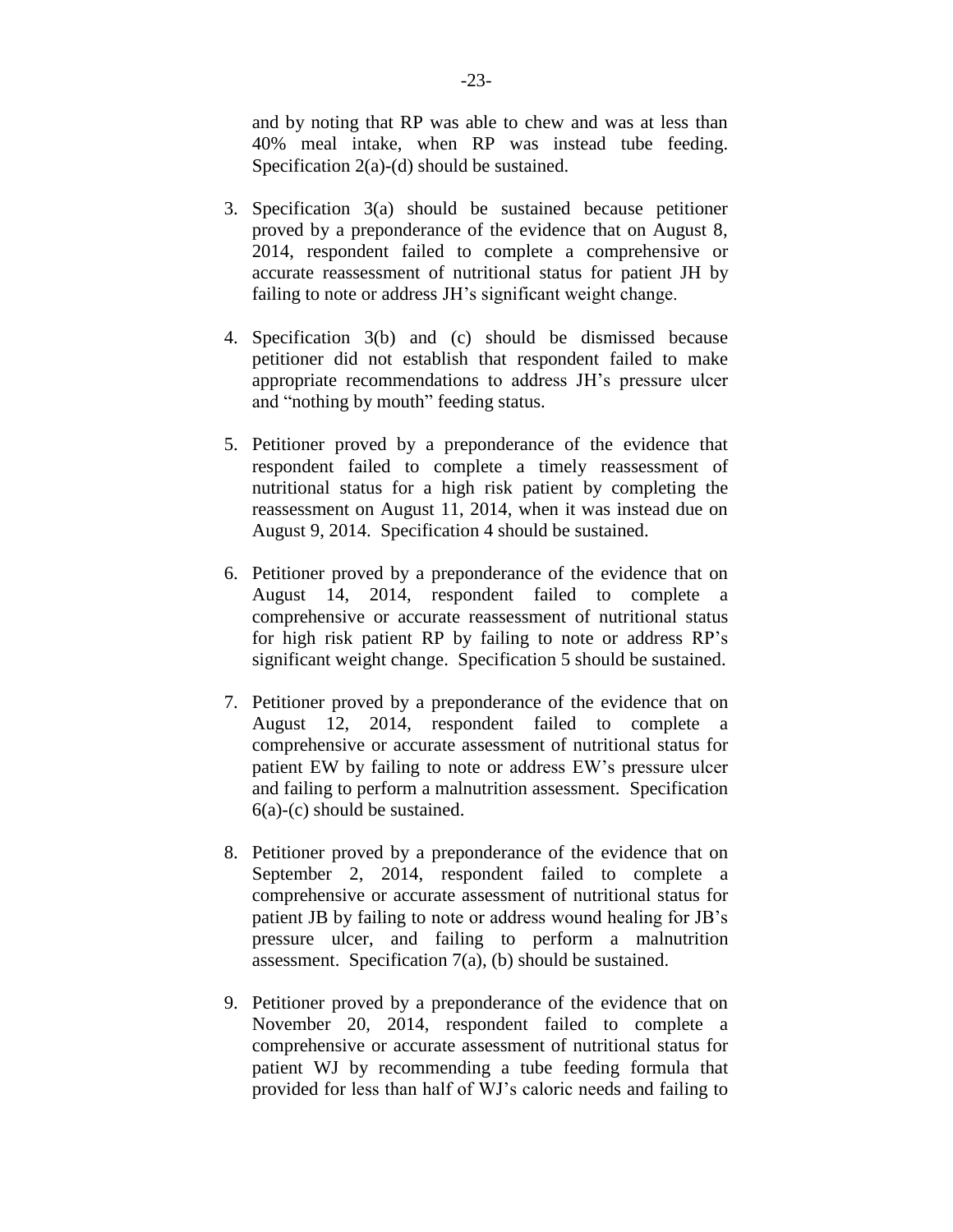and by noting that RP was able to chew and was at less than 40% meal intake, when RP was instead tube feeding. Specification 2(a)-(d) should be sustained.

3. Specification 3(a) should be sustained because petitioner proved by a preponderance of the evidence that on August 8, 2014, respondent failed to complete a comprehensive or accurate reassessment of nutritional status for patient JH by failing to note or address JH's significant weight change.

4. Specification 3(b) and (c) should be dismissed because petitioner did not establish that respondent failed to make appropriate recommendations to address JH's pressure ulcer and "nothing by mouth" feeding status.

5. Petitioner proved by a preponderance of the evidence that respondent failed to complete a timely reassessment of nutritional status for a high risk patient by completing the reassessment on August 11, 2014, when it was instead due on August 9, 2014. Specification 4 should be sustained.

6. Petitioner proved by a preponderance of the evidence that on August 14, 2014, respondent failed to complete a comprehensive or accurate reassessment of nutritional status for high risk patient RP by failing to note or address RP's significant weight change. Specification 5 should be sustained.

7. Petitioner proved by a preponderance of the evidence that on August 12, 2014, respondent failed to complete a comprehensive or accurate assessment of nutritional status for patient EW by failing to note or address EW's pressure ulcer and failing to perform a malnutrition assessment. Specification 6(a)-(c) should be sustained.

8. Petitioner proved by a preponderance of the evidence that on September 2, 2014, respondent failed to complete a comprehensive or accurate assessment of nutritional status for patient JB by failing to note or address wound healing for JB's pressure ulcer, and failing to perform a malnutrition assessment. Specification 7(a), (b) should be sustained.

9. Petitioner proved by a preponderance of the evidence that on November 20, 2014, respondent failed to complete a comprehensive or accurate assessment of nutritional status for patient WJ by recommending a tube feeding formula that provided for less than half of WJ's caloric needs and failing to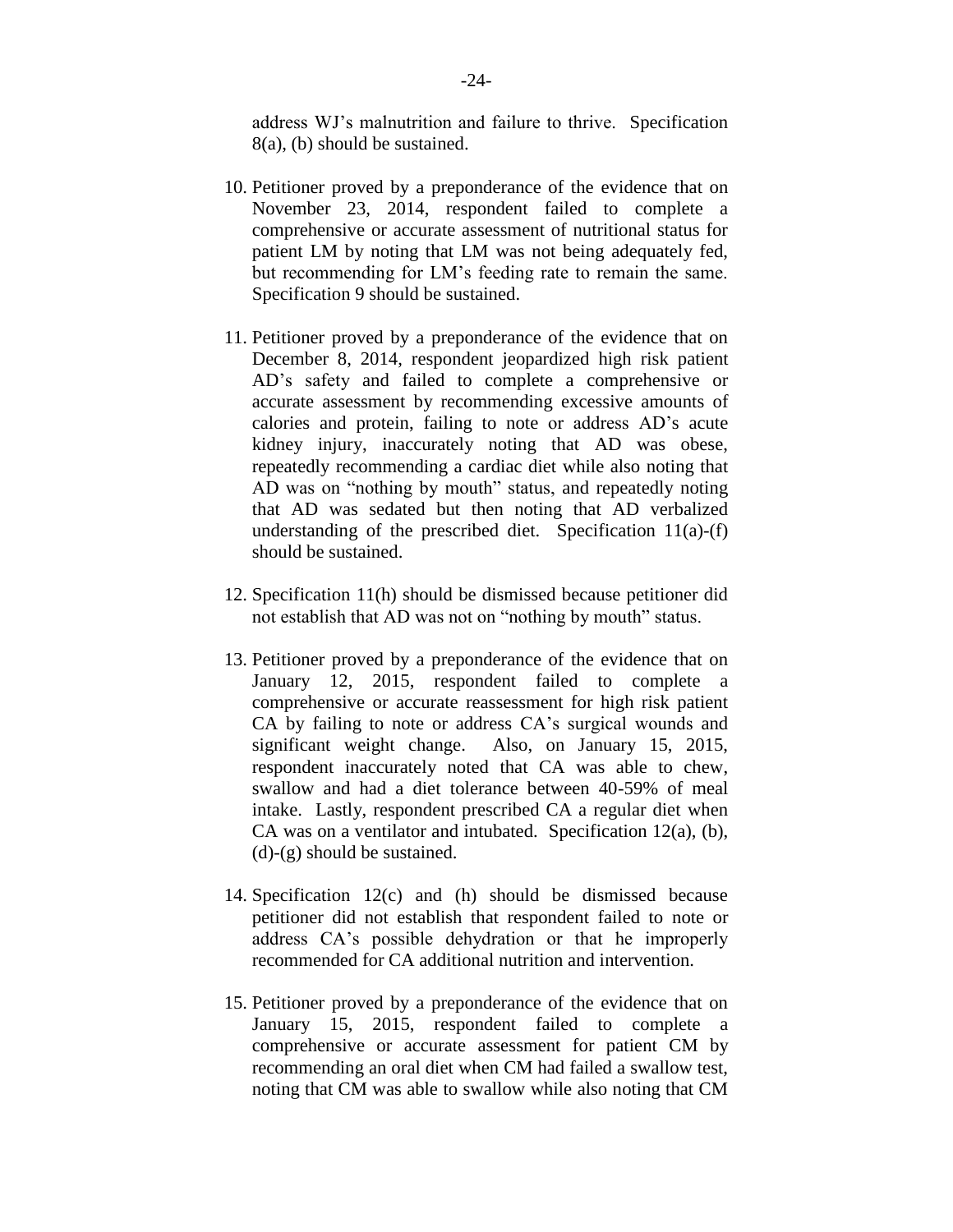address WJ's malnutrition and failure to thrive. Specification 8(a), (b) should be sustained.

10. Petitioner proved by a preponderance of the evidence that on November 23, 2014, respondent failed to complete a comprehensive or accurate assessment of nutritional status for patient LM by noting that LM was not being adequately fed, but recommending for LM's feeding rate to remain the same. Specification 9 should be sustained.

11. Petitioner proved by a preponderance of the evidence that on December 8, 2014, respondent jeopardized high risk patient AD's safety and failed to complete a comprehensive or accurate assessment by recommending excessive amounts of calories and protein, failing to note or address AD's acute kidney injury, inaccurately noting that AD was obese, repeatedly recommending a cardiac diet while also noting that AD was on "nothing by mouth" status, and repeatedly noting that AD was sedated but then noting that AD verbalized understanding of the prescribed diet. Specification 11(a)-(f) should be sustained.

12. Specification 11(h) should be dismissed because petitioner did not establish that AD was not on "nothing by mouth" status.

13. Petitioner proved by a preponderance of the evidence that on January 12, 2015, respondent failed to complete a comprehensive or accurate reassessment for high risk patient CA by failing to note or address CA's surgical wounds and significant weight change. Also, on January 15, 2015, respondent inaccurately noted that CA was able to chew, swallow and had a diet tolerance between 40-59% of meal intake. Lastly, respondent prescribed CA a regular diet when CA was on a ventilator and intubated. Specification 12(a), (b), (d)-(g) should be sustained.

14. Specification 12(c) and (h) should be dismissed because petitioner did not establish that respondent failed to note or address CA's possible dehydration or that he improperly recommended for CA additional nutrition and intervention.

15. Petitioner proved by a preponderance of the evidence that on January 15, 2015, respondent failed to complete a comprehensive or accurate assessment for patient CM by recommending an oral diet when CM had failed a swallow test, noting that CM was able to swallow while also noting that CM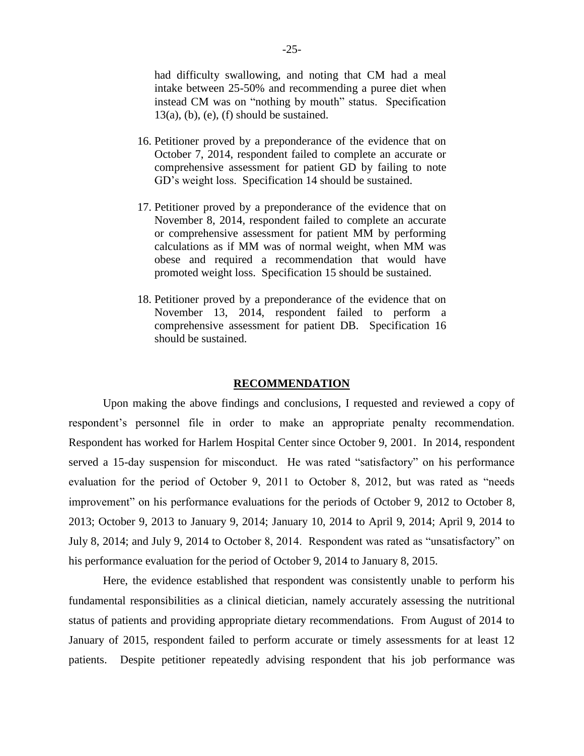had difficulty swallowing, and noting that CM had a meal intake between 25-50% and recommending a puree diet when instead CM was on "nothing by mouth" status. Specification 13(a), (b), (e), (f) should be sustained.

16. Petitioner proved by a preponderance of the evidence that on October 7, 2014, respondent failed to complete an accurate or comprehensive assessment for patient GD by failing to note GD's weight loss. Specification 14 should be sustained.

17. Petitioner proved by a preponderance of the evidence that on November 8, 2014, respondent failed to complete an accurate or comprehensive assessment for patient MM by performing calculations as if MM was of normal weight, when MM was obese and required a recommendation that would have promoted weight loss. Specification 15 should be sustained.

18. Petitioner proved by a preponderance of the evidence that on November 13, 2014, respondent failed to perform a comprehensive assessment for patient DB. Specification 16 should be sustained.

## RECOMMENDATION

Upon making the above findings and conclusions, I requested and reviewed a copy of respondent's personnel file in order to make an appropriate penalty recommendation. Respondent has worked for Harlem Hospital Center since October 9, 2001. In 2014, respondent served a 15-day suspension for misconduct. He was rated "satisfactory" on his performance evaluation for the period of October 9, 2011 to October 8, 2012, but was rated as "needs improvement" on his performance evaluations for the periods of October 9, 2012 to October 8, 2013; October 9, 2013 to January 9, 2014; January 10, 2014 to April 9, 2014; April 9, 2014 to July 8, 2014; and July 9, 2014 to October 8, 2014. Respondent was rated as "unsatisfactory" on his performance evaluation for the period of October 9, 2014 to January 8, 2015.

Here, the evidence established that respondent was consistently unable to perform his fundamental responsibilities as a clinical dietician, namely accurately assessing the nutritional status of patients and providing appropriate dietary recommendations. From August of 2014 to January of 2015, respondent failed to perform accurate or timely assessments for at least 12 patients. Despite petitioner repeatedly advising respondent that his job performance was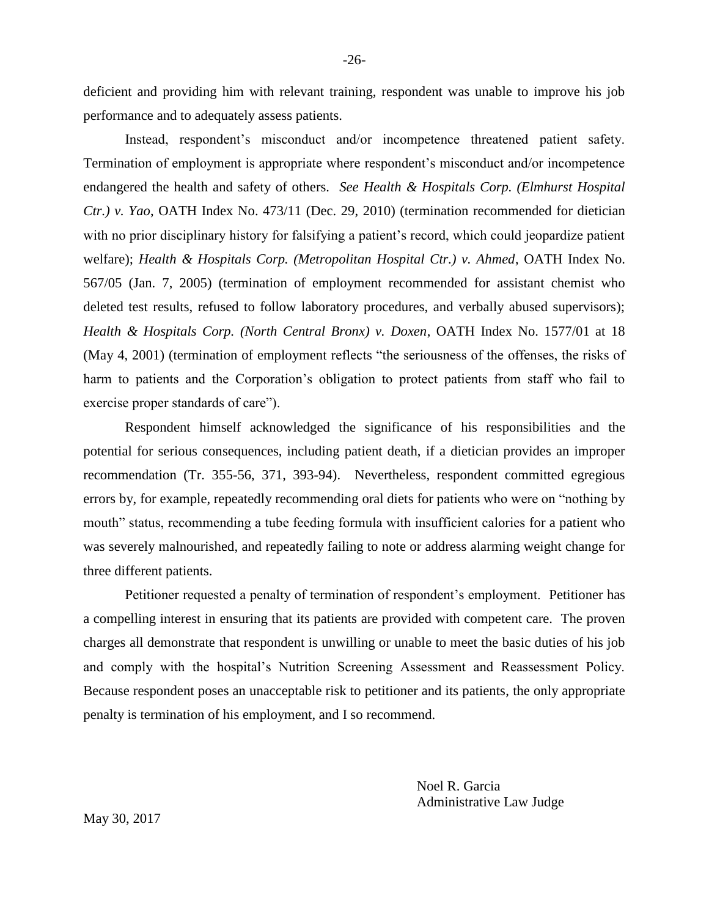deficient and providing him with relevant training, respondent was unable to improve his job performance and to adequately assess patients.

Instead, respondent's misconduct and/or incompetence threatened patient safety. Termination of employment is appropriate where respondent's misconduct and/or incompetence endangered the health and safety of others. *See Health & Hospitals Corp. (Elmhurst Hospital Ctr.) v. Yao*, OATH Index No. 473/11 (Dec. 29, 2010) (termination recommended for dietician with no prior disciplinary history for falsifying a patient's record, which could jeopardize patient welfare); *Health & Hospitals Corp. (Metropolitan Hospital Ctr.) v. Ahmed*, OATH Index No. 567/05 (Jan. 7, 2005) (termination of employment recommended for assistant chemist who deleted test results, refused to follow laboratory procedures, and verbally abused supervisors); *Health & Hospitals Corp. (North Central Bronx) v. Doxen*, OATH Index No. 1577/01 at 18 (May 4, 2001) (termination of employment reflects "the seriousness of the offenses, the risks of harm to patients and the Corporation's obligation to protect patients from staff who fail to exercise proper standards of care").

Respondent himself acknowledged the significance of his responsibilities and the potential for serious consequences, including patient death, if a dietician provides an improper recommendation (Tr. 355-56, 371, 393-94). Nevertheless, respondent committed egregious errors by, for example, repeatedly recommending oral diets for patients who were on "nothing by mouth" status, recommending a tube feeding formula with insufficient calories for a patient who was severely malnourished, and repeatedly failing to note or address alarming weight change for three different patients.

Petitioner requested a penalty of termination of respondent's employment. Petitioner has a compelling interest in ensuring that its patients are provided with competent care. The proven charges all demonstrate that respondent is unwilling or unable to meet the basic duties of his job and comply with the hospital's Nutrition Screening Assessment and Reassessment Policy. Because respondent poses an unacceptable risk to petitioner and its patients, the only appropriate penalty is termination of his employment, and I so recommend.

Noel R. Garcia
Administrative Law Judge

May 30, 2017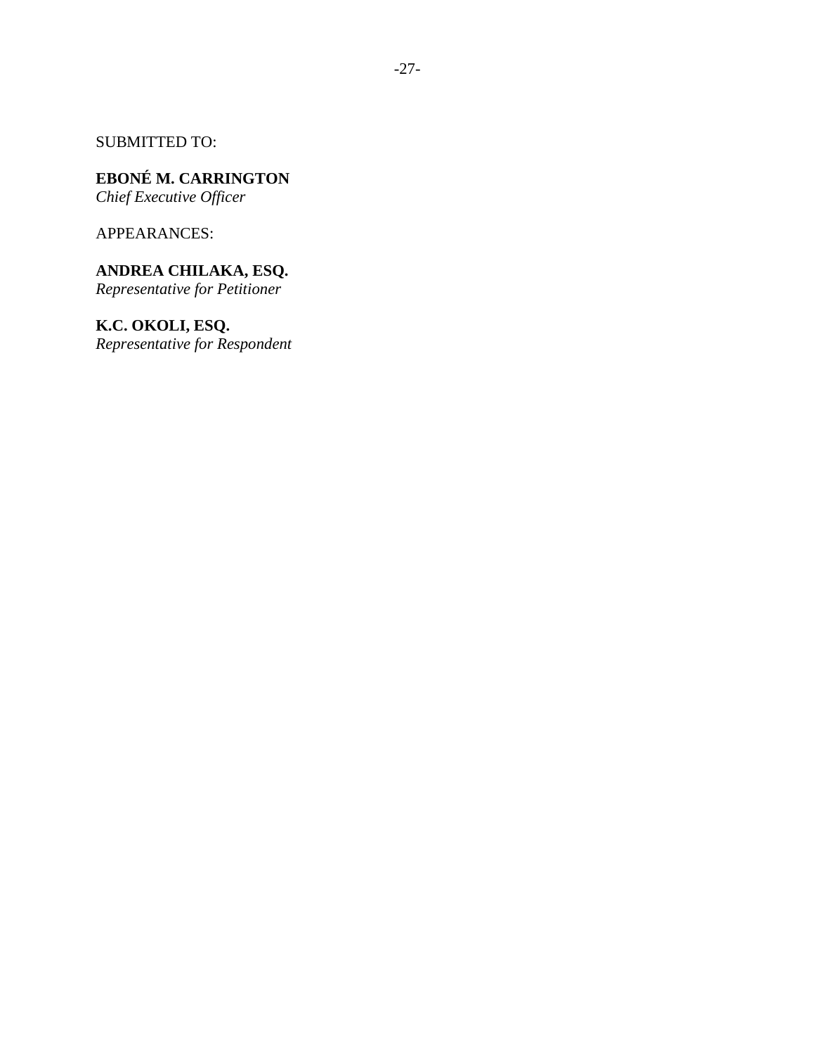SUBMITTED TO:

**EBONÉ M. CARRINGTON**
*Chief Executive Officer*

APPEARANCES:

**ANDREA CHILAKA, ESQ.**
*Representative for Petitioner*

**K.C. OKOLI, ESQ.**
*Representative for Respondent*